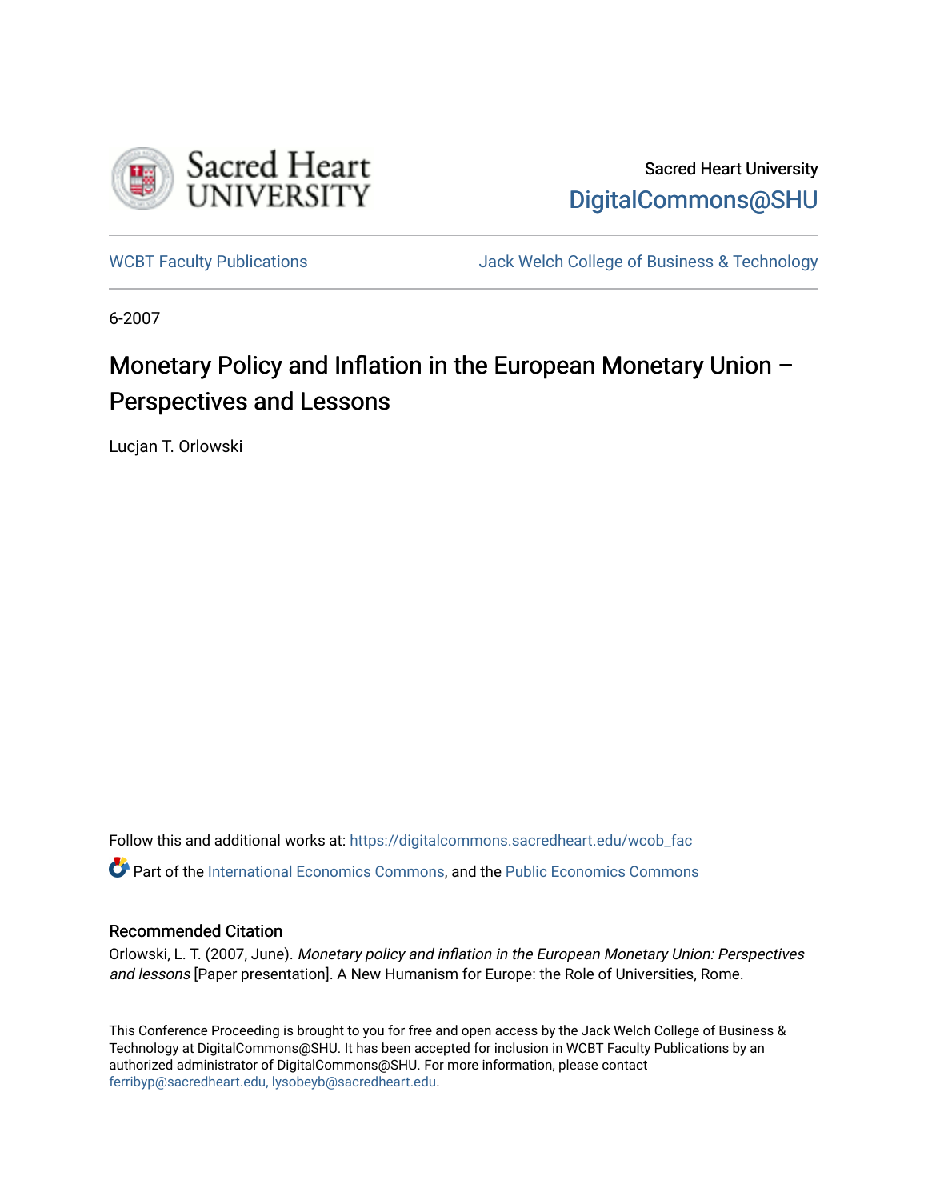Sacred Heart University

DigitalCommons@SHU

WCBT Faculty Publications

Jack Welch College of Business & Technology

6-2007

# Monetary Policy and Inflation in the European Monetary Union – Perspectives and Lessons

Lucjan T. Orlowski

Follow this and additional works at: https://digitalcommons.sacredheart.edu/wcob_fac

Part of the International Economics Commons, and the Public Economics Commons

## Recommended Citation

Orlowski, L. T. (2007, June). *Monetary policy and inflation in the European Monetary Union: Perspectives and lessons* [Paper presentation]. A New Humanism for Europe: the Role of Universities, Rome.

This Conference Proceeding is brought to you for free and open access by the Jack Welch College of Business & Technology at DigitalCommons@SHU. It has been accepted for inclusion in WCBT Faculty Publications by an authorized administrator of DigitalCommons@SHU. For more information, please contact ferribyp@sacredheart.edu, lysobeyb@sacredheart.edu.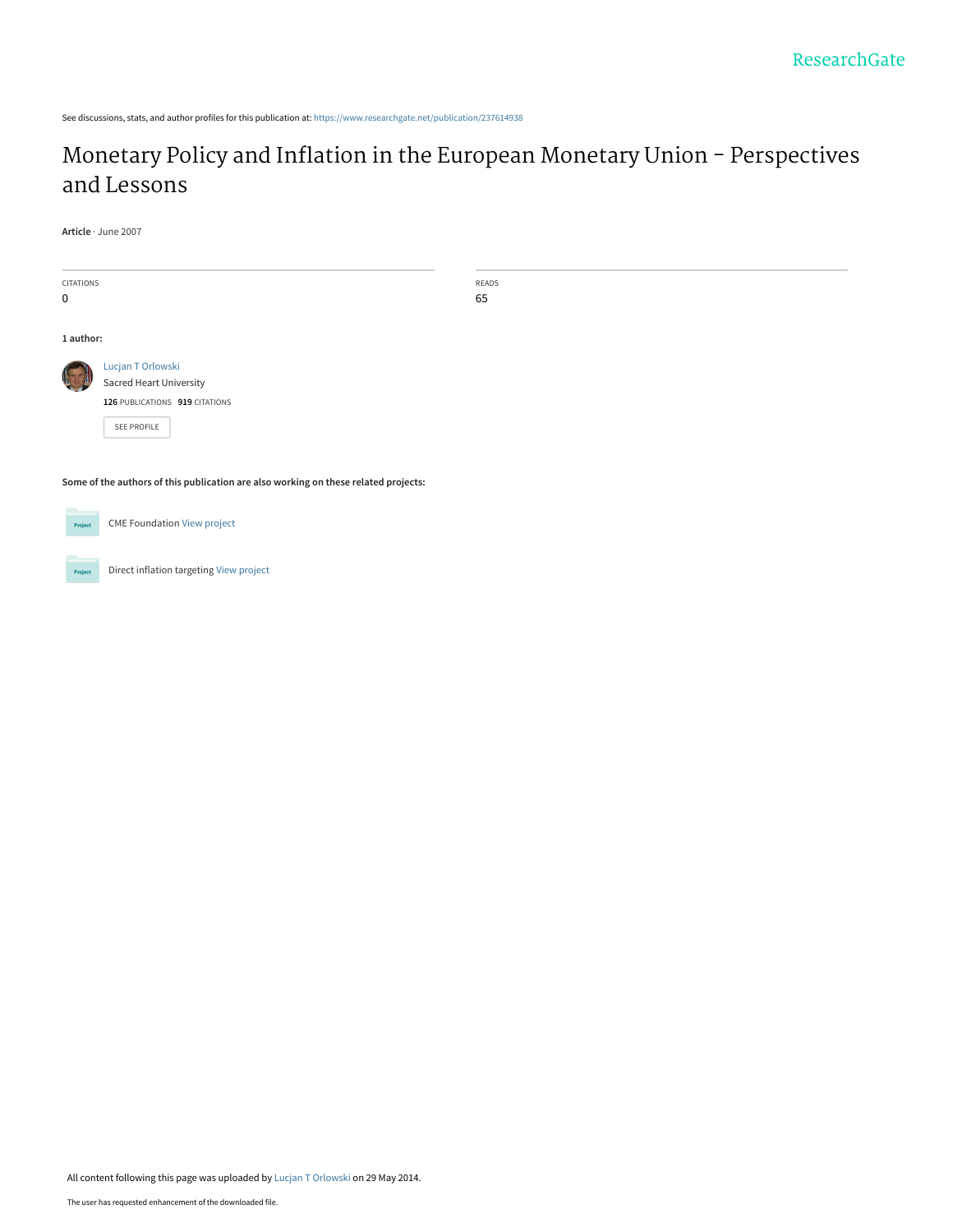See discussions, stats, and author profiles for this publication at: https://www.researchgate.net/publication/237614938

# Monetary Policy and Inflation in the European Monetary Union - Perspectives and Lessons

**Article** · June 2007

| CITATIONS | READS |
|---|---|
| 0 | 65 |

**1 author:**

Lucjan T Orlowski
Sacred Heart University
**126** PUBLICATIONS **919** CITATIONS

SEE PROFILE

**Some of the authors of this publication are also working on these related projects:**

CME Foundation View project

Direct inflation targeting View project

All content following this page was uploaded by Lucjan T Orlowski on 29 May 2014.

The user has requested enhancement of the downloaded file.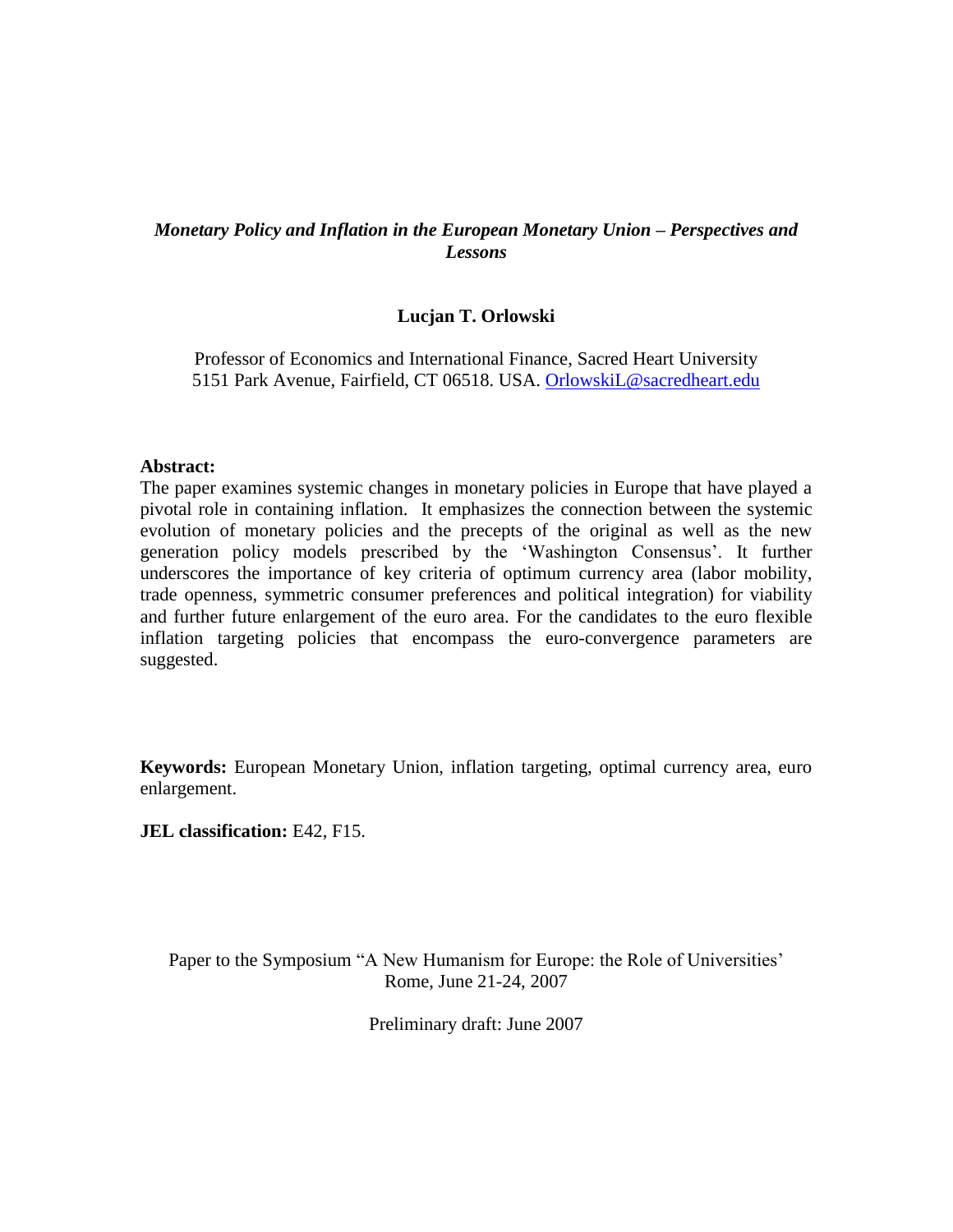# *Monetary Policy and Inflation in the European Monetary Union – Perspectives and Lessons*

**Lucjan T. Orlowski**

Professor of Economics and International Finance, Sacred Heart University
5151 Park Avenue, Fairfield, CT 06518. USA. OrlowskiL@sacredheart.edu

**Abstract:**
The paper examines systemic changes in monetary policies in Europe that have played a pivotal role in containing inflation. It emphasizes the connection between the systemic evolution of monetary policies and the precepts of the original as well as the new generation policy models prescribed by the 'Washington Consensus'. It further underscores the importance of key criteria of optimum currency area (labor mobility, trade openness, symmetric consumer preferences and political integration) for viability and further future enlargement of the euro area. For the candidates to the euro flexible inflation targeting policies that encompass the euro-convergence parameters are suggested.

**Keywords:** European Monetary Union, inflation targeting, optimal currency area, euro enlargement.

**JEL classification:** E42, F15.

Paper to the Symposium "A New Humanism for Europe: the Role of Universities'
Rome, June 21-24, 2007

Preliminary draft: June 2007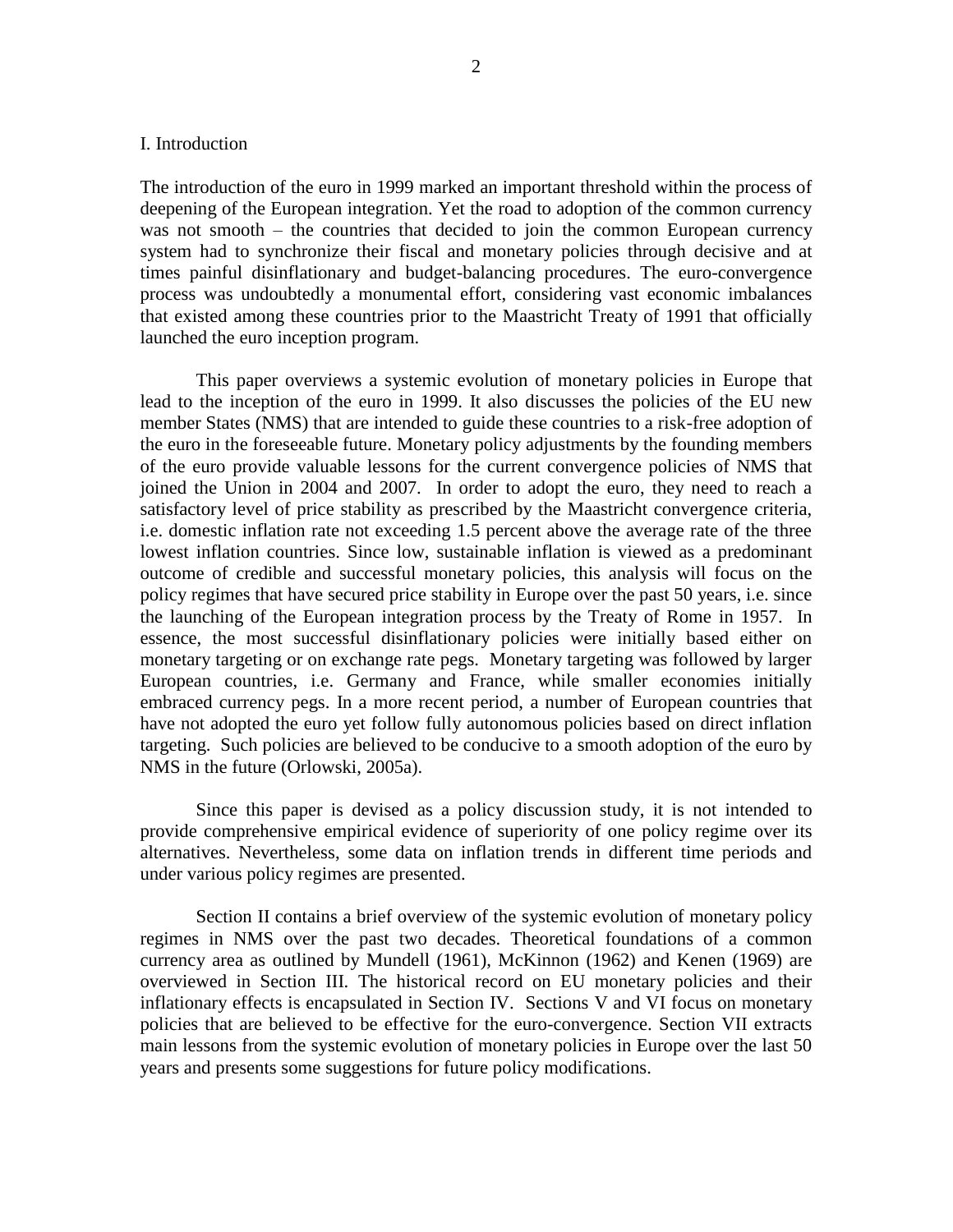## I. Introduction

The introduction of the euro in 1999 marked an important threshold within the process of deepening of the European integration. Yet the road to adoption of the common currency was not smooth – the countries that decided to join the common European currency system had to synchronize their fiscal and monetary policies through decisive and at times painful disinflationary and budget-balancing procedures. The euro-convergence process was undoubtedly a monumental effort, considering vast economic imbalances that existed among these countries prior to the Maastricht Treaty of 1991 that officially launched the euro inception program.

This paper overviews a systemic evolution of monetary policies in Europe that lead to the inception of the euro in 1999. It also discusses the policies of the EU new member States (NMS) that are intended to guide these countries to a risk-free adoption of the euro in the foreseeable future. Monetary policy adjustments by the founding members of the euro provide valuable lessons for the current convergence policies of NMS that joined the Union in 2004 and 2007. In order to adopt the euro, they need to reach a satisfactory level of price stability as prescribed by the Maastricht convergence criteria, i.e. domestic inflation rate not exceeding 1.5 percent above the average rate of the three lowest inflation countries. Since low, sustainable inflation is viewed as a predominant outcome of credible and successful monetary policies, this analysis will focus on the policy regimes that have secured price stability in Europe over the past 50 years, i.e. since the launching of the European integration process by the Treaty of Rome in 1957. In essence, the most successful disinflationary policies were initially based either on monetary targeting or on exchange rate pegs. Monetary targeting was followed by larger European countries, i.e. Germany and France, while smaller economies initially embraced currency pegs. In a more recent period, a number of European countries that have not adopted the euro yet follow fully autonomous policies based on direct inflation targeting. Such policies are believed to be conducive to a smooth adoption of the euro by NMS in the future (Orlowski, 2005a).

Since this paper is devised as a policy discussion study, it is not intended to provide comprehensive empirical evidence of superiority of one policy regime over its alternatives. Nevertheless, some data on inflation trends in different time periods and under various policy regimes are presented.

Section II contains a brief overview of the systemic evolution of monetary policy regimes in NMS over the past two decades. Theoretical foundations of a common currency area as outlined by Mundell (1961), McKinnon (1962) and Kenen (1969) are overviewed in Section III. The historical record on EU monetary policies and their inflationary effects is encapsulated in Section IV. Sections V and VI focus on monetary policies that are believed to be effective for the euro-convergence. Section VII extracts main lessons from the systemic evolution of monetary policies in Europe over the last 50 years and presents some suggestions for future policy modifications.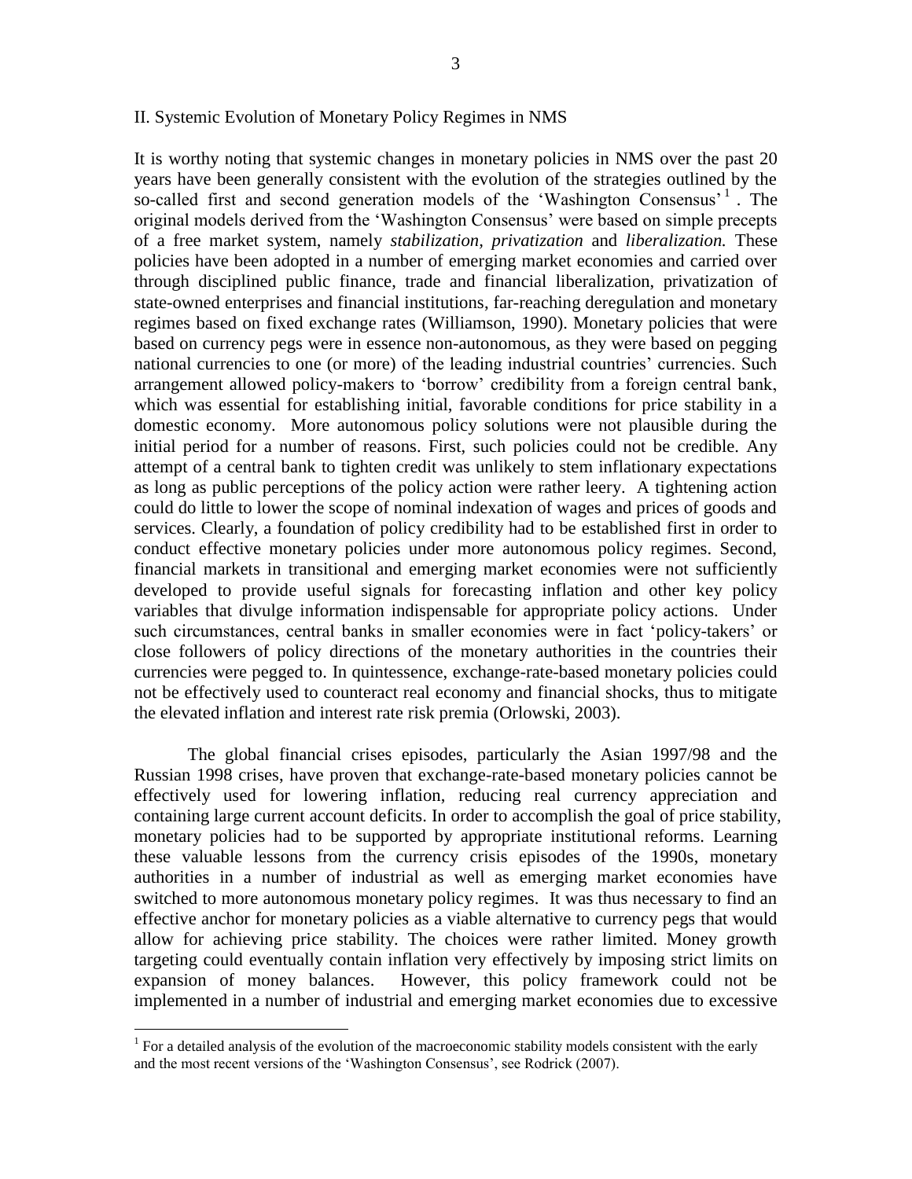## II. Systemic Evolution of Monetary Policy Regimes in NMS

It is worthy noting that systemic changes in monetary policies in NMS over the past 20 years have been generally consistent with the evolution of the strategies outlined by the so-called first and second generation models of the 'Washington Consensus' [1]. The original models derived from the 'Washington Consensus' were based on simple precepts of a free market system, namely *stabilization, privatization* and *liberalization.* These policies have been adopted in a number of emerging market economies and carried over through disciplined public finance, trade and financial liberalization, privatization of state-owned enterprises and financial institutions, far-reaching deregulation and monetary regimes based on fixed exchange rates (Williamson, 1990). Monetary policies that were based on currency pegs were in essence non-autonomous, as they were based on pegging national currencies to one (or more) of the leading industrial countries' currencies. Such arrangement allowed policy-makers to 'borrow' credibility from a foreign central bank, which was essential for establishing initial, favorable conditions for price stability in a domestic economy. More autonomous policy solutions were not plausible during the initial period for a number of reasons. First, such policies could not be credible. Any attempt of a central bank to tighten credit was unlikely to stem inflationary expectations as long as public perceptions of the policy action were rather leery. A tightening action could do little to lower the scope of nominal indexation of wages and prices of goods and services. Clearly, a foundation of policy credibility had to be established first in order to conduct effective monetary policies under more autonomous policy regimes. Second, financial markets in transitional and emerging market economies were not sufficiently developed to provide useful signals for forecasting inflation and other key policy variables that divulge information indispensable for appropriate policy actions. Under such circumstances, central banks in smaller economies were in fact 'policy-takers' or close followers of policy directions of the monetary authorities in the countries their currencies were pegged to. In quintessence, exchange-rate-based monetary policies could not be effectively used to counteract real economy and financial shocks, thus to mitigate the elevated inflation and interest rate risk premia (Orlowski, 2003).

The global financial crises episodes, particularly the Asian 1997/98 and the Russian 1998 crises, have proven that exchange-rate-based monetary policies cannot be effectively used for lowering inflation, reducing real currency appreciation and containing large current account deficits. In order to accomplish the goal of price stability, monetary policies had to be supported by appropriate institutional reforms. Learning these valuable lessons from the currency crisis episodes of the 1990s, monetary authorities in a number of industrial as well as emerging market economies have switched to more autonomous monetary policy regimes. It was thus necessary to find an effective anchor for monetary policies as a viable alternative to currency pegs that would allow for achieving price stability. The choices were rather limited. Money growth targeting could eventually contain inflation very effectively by imposing strict limits on expansion of money balances. However, this policy framework could not be implemented in a number of industrial and emerging market economies due to excessive

[1] For a detailed analysis of the evolution of the macroeconomic stability models consistent with the early and the most recent versions of the 'Washington Consensus', see Rodrick (2007).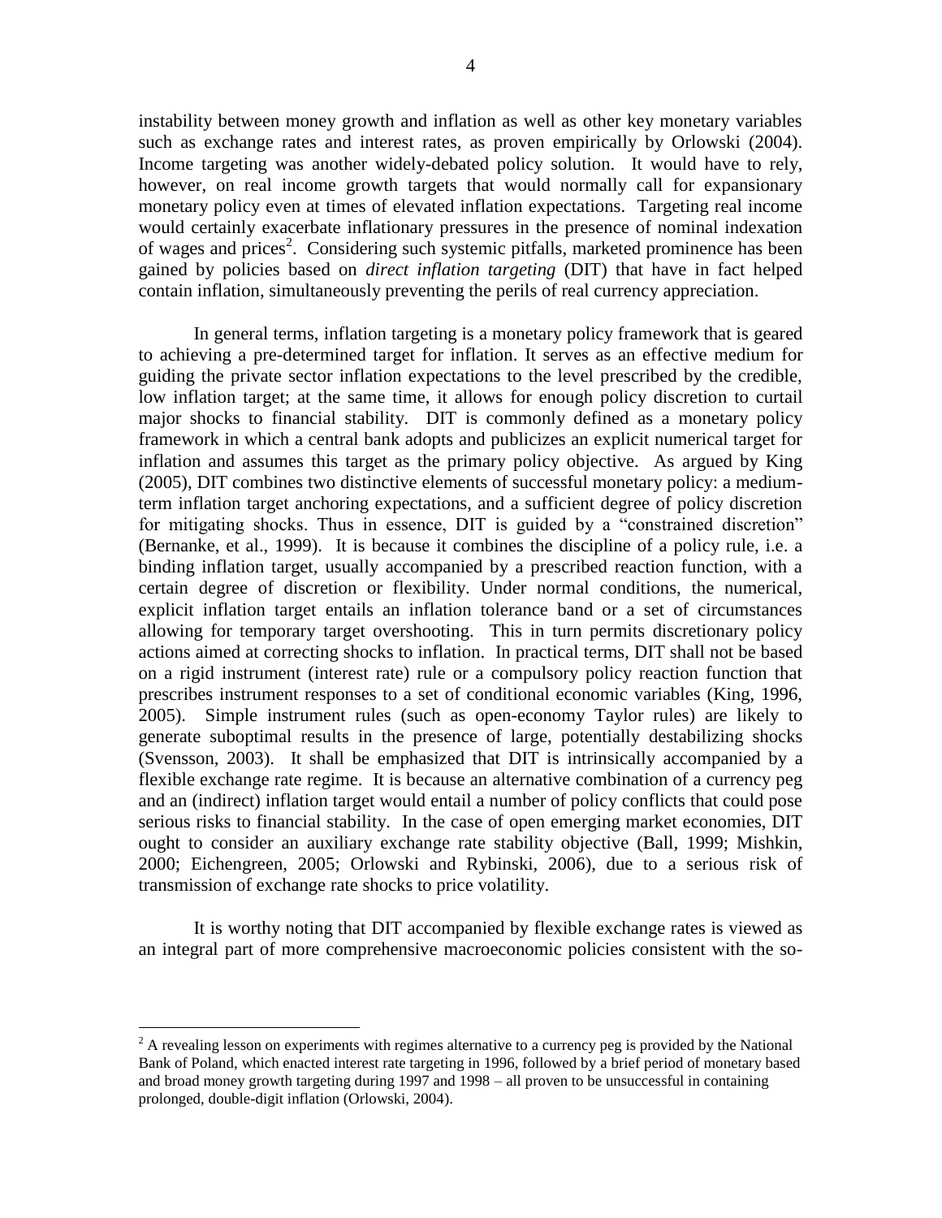instability between money growth and inflation as well as other key monetary variables such as exchange rates and interest rates, as proven empirically by Orlowski (2004). Income targeting was another widely-debated policy solution. It would have to rely, however, on real income growth targets that would normally call for expansionary monetary policy even at times of elevated inflation expectations. Targeting real income would certainly exacerbate inflationary pressures in the presence of nominal indexation of wages and prices[2]. Considering such systemic pitfalls, marketed prominence has been gained by policies based on *direct inflation targeting* (DIT) that have in fact helped contain inflation, simultaneously preventing the perils of real currency appreciation.

In general terms, inflation targeting is a monetary policy framework that is geared to achieving a pre-determined target for inflation. It serves as an effective medium for guiding the private sector inflation expectations to the level prescribed by the credible, low inflation target; at the same time, it allows for enough policy discretion to curtail major shocks to financial stability. DIT is commonly defined as a monetary policy framework in which a central bank adopts and publicizes an explicit numerical target for inflation and assumes this target as the primary policy objective. As argued by King (2005), DIT combines two distinctive elements of successful monetary policy: a medium-term inflation target anchoring expectations, and a sufficient degree of policy discretion for mitigating shocks. Thus in essence, DIT is guided by a "constrained discretion" (Bernanke, et al., 1999). It is because it combines the discipline of a policy rule, i.e. a binding inflation target, usually accompanied by a prescribed reaction function, with a certain degree of discretion or flexibility. Under normal conditions, the numerical, explicit inflation target entails an inflation tolerance band or a set of circumstances allowing for temporary target overshooting. This in turn permits discretionary policy actions aimed at correcting shocks to inflation. In practical terms, DIT shall not be based on a rigid instrument (interest rate) rule or a compulsory policy reaction function that prescribes instrument responses to a set of conditional economic variables (King, 1996, 2005). Simple instrument rules (such as open-economy Taylor rules) are likely to generate suboptimal results in the presence of large, potentially destabilizing shocks (Svensson, 2003). It shall be emphasized that DIT is intrinsically accompanied by a flexible exchange rate regime. It is because an alternative combination of a currency peg and an (indirect) inflation target would entail a number of policy conflicts that could pose serious risks to financial stability. In the case of open emerging market economies, DIT ought to consider an auxiliary exchange rate stability objective (Ball, 1999; Mishkin, 2000; Eichengreen, 2005; Orlowski and Rybinski, 2006), due to a serious risk of transmission of exchange rate shocks to price volatility.

It is worthy noting that DIT accompanied by flexible exchange rates is viewed as an integral part of more comprehensive macroeconomic policies consistent with the so-

[2] A revealing lesson on experiments with regimes alternative to a currency peg is provided by the National Bank of Poland, which enacted interest rate targeting in 1996, followed by a brief period of monetary based and broad money growth targeting during 1997 and 1998 – all proven to be unsuccessful in containing prolonged, double-digit inflation (Orlowski, 2004).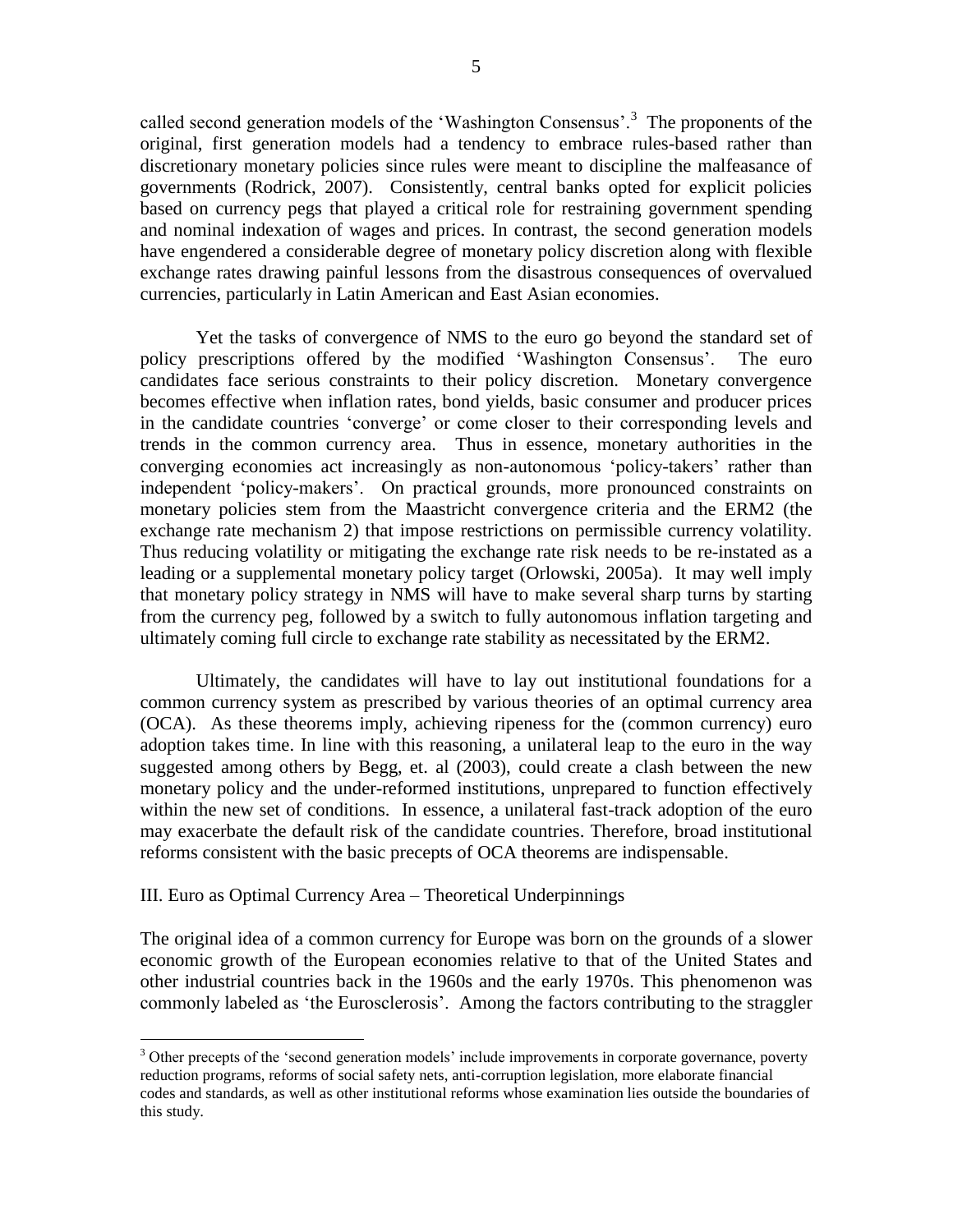called second generation models of the 'Washington Consensus'.[3] The proponents of the original, first generation models had a tendency to embrace rules-based rather than discretionary monetary policies since rules were meant to discipline the malfeasance of governments (Rodrick, 2007). Consistently, central banks opted for explicit policies based on currency pegs that played a critical role for restraining government spending and nominal indexation of wages and prices. In contrast, the second generation models have engendered a considerable degree of monetary policy discretion along with flexible exchange rates drawing painful lessons from the disastrous consequences of overvalued currencies, particularly in Latin American and East Asian economies.

Yet the tasks of convergence of NMS to the euro go beyond the standard set of policy prescriptions offered by the modified 'Washington Consensus'. The euro candidates face serious constraints to their policy discretion. Monetary convergence becomes effective when inflation rates, bond yields, basic consumer and producer prices in the candidate countries 'converge' or come closer to their corresponding levels and trends in the common currency area. Thus in essence, monetary authorities in the converging economies act increasingly as non-autonomous 'policy-takers' rather than independent 'policy-makers'. On practical grounds, more pronounced constraints on monetary policies stem from the Maastricht convergence criteria and the ERM2 (the exchange rate mechanism 2) that impose restrictions on permissible currency volatility. Thus reducing volatility or mitigating the exchange rate risk needs to be re-instated as a leading or a supplemental monetary policy target (Orlowski, 2005a). It may well imply that monetary policy strategy in NMS will have to make several sharp turns by starting from the currency peg, followed by a switch to fully autonomous inflation targeting and ultimately coming full circle to exchange rate stability as necessitated by the ERM2.

Ultimately, the candidates will have to lay out institutional foundations for a common currency system as prescribed by various theories of an optimal currency area (OCA). As these theorems imply, achieving ripeness for the (common currency) euro adoption takes time. In line with this reasoning, a unilateral leap to the euro in the way suggested among others by Begg, et. al (2003), could create a clash between the new monetary policy and the under-reformed institutions, unprepared to function effectively within the new set of conditions. In essence, a unilateral fast-track adoption of the euro may exacerbate the default risk of the candidate countries. Therefore, broad institutional reforms consistent with the basic precepts of OCA theorems are indispensable.

## III. Euro as Optimal Currency Area – Theoretical Underpinnings

The original idea of a common currency for Europe was born on the grounds of a slower economic growth of the European economies relative to that of the United States and other industrial countries back in the 1960s and the early 1970s. This phenomenon was commonly labeled as 'the Eurosclerosis'. Among the factors contributing to the straggler

[3] Other precepts of the 'second generation models' include improvements in corporate governance, poverty reduction programs, reforms of social safety nets, anti-corruption legislation, more elaborate financial codes and standards, as well as other institutional reforms whose examination lies outside the boundaries of this study.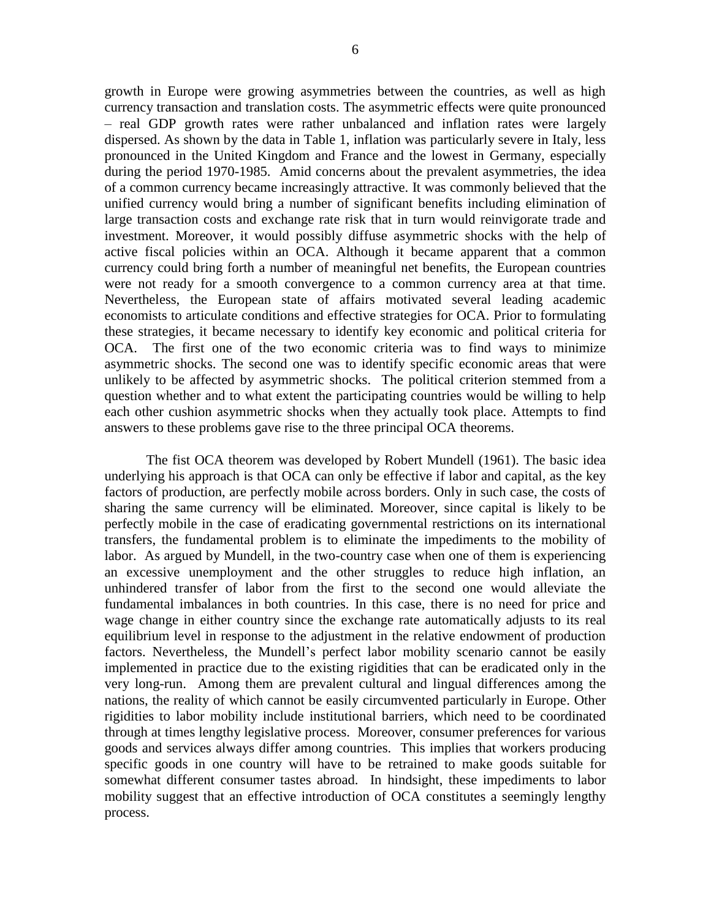growth in Europe were growing asymmetries between the countries, as well as high currency transaction and translation costs. The asymmetric effects were quite pronounced – real GDP growth rates were rather unbalanced and inflation rates were largely dispersed. As shown by the data in Table 1, inflation was particularly severe in Italy, less pronounced in the United Kingdom and France and the lowest in Germany, especially during the period 1970-1985. Amid concerns about the prevalent asymmetries, the idea of a common currency became increasingly attractive. It was commonly believed that the unified currency would bring a number of significant benefits including elimination of large transaction costs and exchange rate risk that in turn would reinvigorate trade and investment. Moreover, it would possibly diffuse asymmetric shocks with the help of active fiscal policies within an OCA. Although it became apparent that a common currency could bring forth a number of meaningful net benefits, the European countries were not ready for a smooth convergence to a common currency area at that time. Nevertheless, the European state of affairs motivated several leading academic economists to articulate conditions and effective strategies for OCA. Prior to formulating these strategies, it became necessary to identify key economic and political criteria for OCA. The first one of the two economic criteria was to find ways to minimize asymmetric shocks. The second one was to identify specific economic areas that were unlikely to be affected by asymmetric shocks. The political criterion stemmed from a question whether and to what extent the participating countries would be willing to help each other cushion asymmetric shocks when they actually took place. Attempts to find answers to these problems gave rise to the three principal OCA theorems.

The fist OCA theorem was developed by Robert Mundell (1961). The basic idea underlying his approach is that OCA can only be effective if labor and capital, as the key factors of production, are perfectly mobile across borders. Only in such case, the costs of sharing the same currency will be eliminated. Moreover, since capital is likely to be perfectly mobile in the case of eradicating governmental restrictions on its international transfers, the fundamental problem is to eliminate the impediments to the mobility of labor. As argued by Mundell, in the two-country case when one of them is experiencing an excessive unemployment and the other struggles to reduce high inflation, an unhindered transfer of labor from the first to the second one would alleviate the fundamental imbalances in both countries. In this case, there is no need for price and wage change in either country since the exchange rate automatically adjusts to its real equilibrium level in response to the adjustment in the relative endowment of production factors. Nevertheless, the Mundell's perfect labor mobility scenario cannot be easily implemented in practice due to the existing rigidities that can be eradicated only in the very long-run. Among them are prevalent cultural and lingual differences among the nations, the reality of which cannot be easily circumvented particularly in Europe. Other rigidities to labor mobility include institutional barriers, which need to be coordinated through at times lengthy legislative process. Moreover, consumer preferences for various goods and services always differ among countries. This implies that workers producing specific goods in one country will have to be retrained to make goods suitable for somewhat different consumer tastes abroad. In hindsight, these impediments to labor mobility suggest that an effective introduction of OCA constitutes a seemingly lengthy process.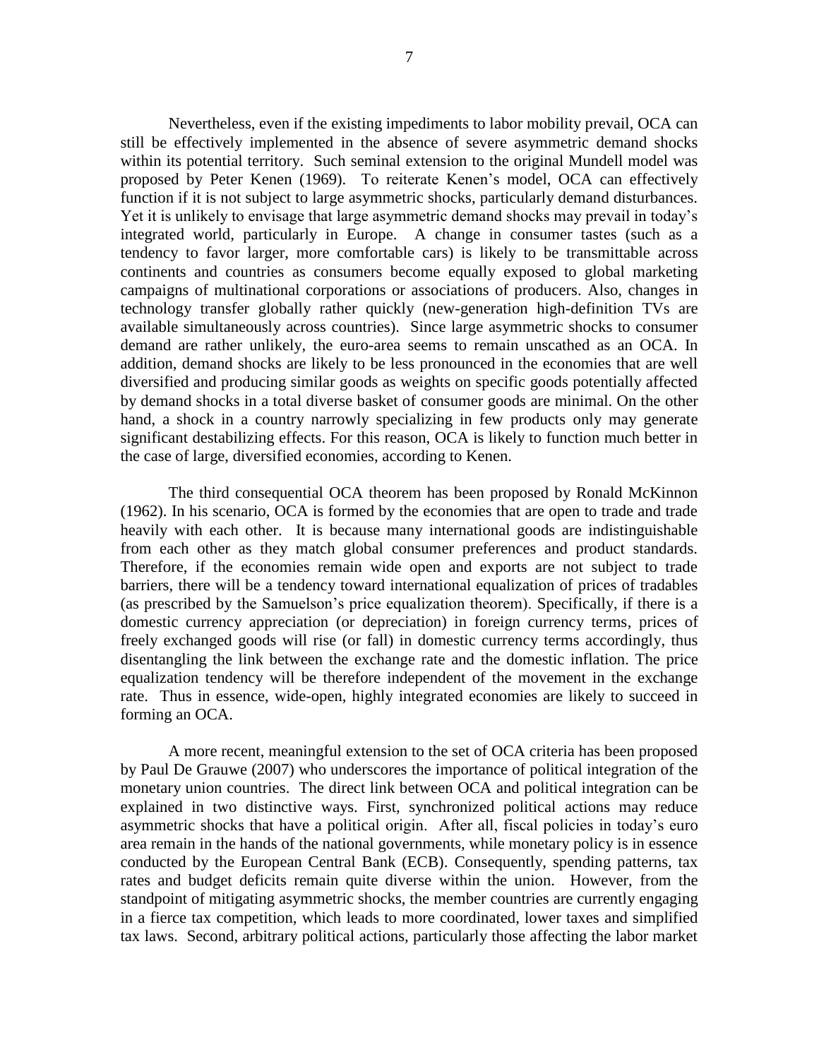Nevertheless, even if the existing impediments to labor mobility prevail, OCA can still be effectively implemented in the absence of severe asymmetric demand shocks within its potential territory. Such seminal extension to the original Mundell model was proposed by Peter Kenen (1969). To reiterate Kenen's model, OCA can effectively function if it is not subject to large asymmetric shocks, particularly demand disturbances. Yet it is unlikely to envisage that large asymmetric demand shocks may prevail in today's integrated world, particularly in Europe. A change in consumer tastes (such as a tendency to favor larger, more comfortable cars) is likely to be transmittable across continents and countries as consumers become equally exposed to global marketing campaigns of multinational corporations or associations of producers. Also, changes in technology transfer globally rather quickly (new-generation high-definition TVs are available simultaneously across countries). Since large asymmetric shocks to consumer demand are rather unlikely, the euro-area seems to remain unscathed as an OCA. In addition, demand shocks are likely to be less pronounced in the economies that are well diversified and producing similar goods as weights on specific goods potentially affected by demand shocks in a total diverse basket of consumer goods are minimal. On the other hand, a shock in a country narrowly specializing in few products only may generate significant destabilizing effects. For this reason, OCA is likely to function much better in the case of large, diversified economies, according to Kenen.

The third consequential OCA theorem has been proposed by Ronald McKinnon (1962). In his scenario, OCA is formed by the economies that are open to trade and trade heavily with each other. It is because many international goods are indistinguishable from each other as they match global consumer preferences and product standards. Therefore, if the economies remain wide open and exports are not subject to trade barriers, there will be a tendency toward international equalization of prices of tradables (as prescribed by the Samuelson's price equalization theorem). Specifically, if there is a domestic currency appreciation (or depreciation) in foreign currency terms, prices of freely exchanged goods will rise (or fall) in domestic currency terms accordingly, thus disentangling the link between the exchange rate and the domestic inflation. The price equalization tendency will be therefore independent of the movement in the exchange rate. Thus in essence, wide-open, highly integrated economies are likely to succeed in forming an OCA.

A more recent, meaningful extension to the set of OCA criteria has been proposed by Paul De Grauwe (2007) who underscores the importance of political integration of the monetary union countries. The direct link between OCA and political integration can be explained in two distinctive ways. First, synchronized political actions may reduce asymmetric shocks that have a political origin. After all, fiscal policies in today's euro area remain in the hands of the national governments, while monetary policy is in essence conducted by the European Central Bank (ECB). Consequently, spending patterns, tax rates and budget deficits remain quite diverse within the union. However, from the standpoint of mitigating asymmetric shocks, the member countries are currently engaging in a fierce tax competition, which leads to more coordinated, lower taxes and simplified tax laws. Second, arbitrary political actions, particularly those affecting the labor market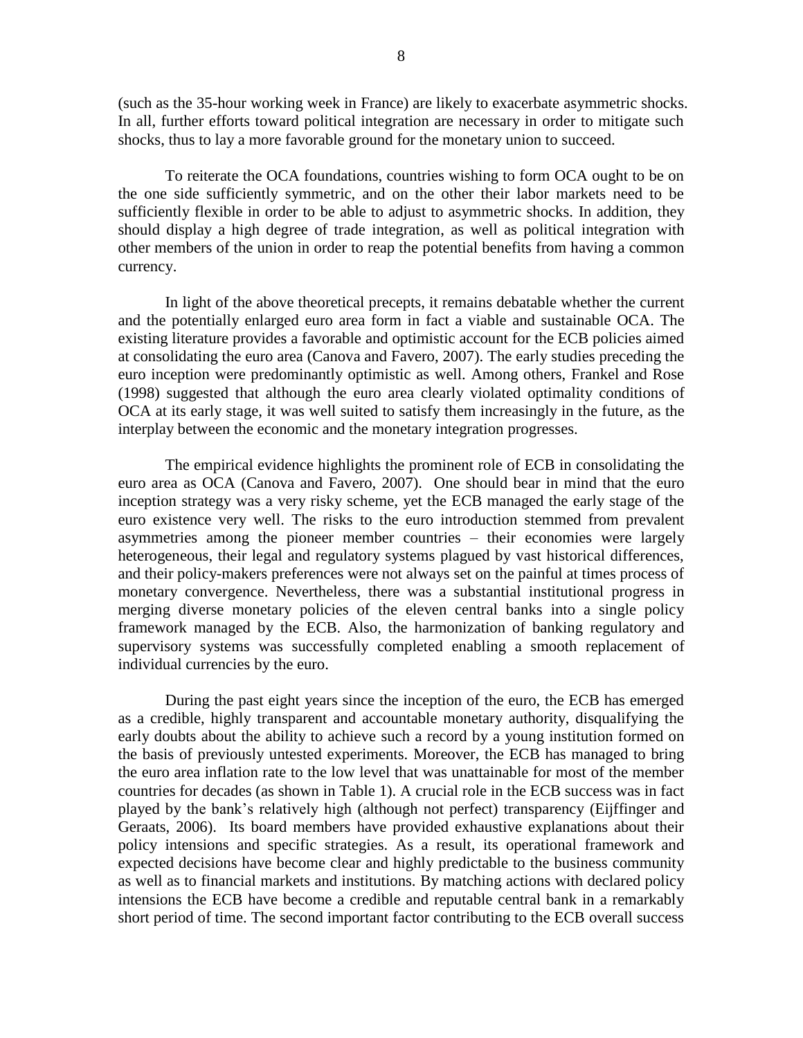(such as the 35-hour working week in France) are likely to exacerbate asymmetric shocks. In all, further efforts toward political integration are necessary in order to mitigate such shocks, thus to lay a more favorable ground for the monetary union to succeed.

To reiterate the OCA foundations, countries wishing to form OCA ought to be on the one side sufficiently symmetric, and on the other their labor markets need to be sufficiently flexible in order to be able to adjust to asymmetric shocks. In addition, they should display a high degree of trade integration, as well as political integration with other members of the union in order to reap the potential benefits from having a common currency.

In light of the above theoretical precepts, it remains debatable whether the current and the potentially enlarged euro area form in fact a viable and sustainable OCA. The existing literature provides a favorable and optimistic account for the ECB policies aimed at consolidating the euro area (Canova and Favero, 2007). The early studies preceding the euro inception were predominantly optimistic as well. Among others, Frankel and Rose (1998) suggested that although the euro area clearly violated optimality conditions of OCA at its early stage, it was well suited to satisfy them increasingly in the future, as the interplay between the economic and the monetary integration progresses.

The empirical evidence highlights the prominent role of ECB in consolidating the euro area as OCA (Canova and Favero, 2007). One should bear in mind that the euro inception strategy was a very risky scheme, yet the ECB managed the early stage of the euro existence very well. The risks to the euro introduction stemmed from prevalent asymmetries among the pioneer member countries – their economies were largely heterogeneous, their legal and regulatory systems plagued by vast historical differences, and their policy-makers preferences were not always set on the painful at times process of monetary convergence. Nevertheless, there was a substantial institutional progress in merging diverse monetary policies of the eleven central banks into a single policy framework managed by the ECB. Also, the harmonization of banking regulatory and supervisory systems was successfully completed enabling a smooth replacement of individual currencies by the euro.

During the past eight years since the inception of the euro, the ECB has emerged as a credible, highly transparent and accountable monetary authority, disqualifying the early doubts about the ability to achieve such a record by a young institution formed on the basis of previously untested experiments. Moreover, the ECB has managed to bring the euro area inflation rate to the low level that was unattainable for most of the member countries for decades (as shown in Table 1). A crucial role in the ECB success was in fact played by the bank's relatively high (although not perfect) transparency (Eijffinger and Geraats, 2006). Its board members have provided exhaustive explanations about their policy intensions and specific strategies. As a result, its operational framework and expected decisions have become clear and highly predictable to the business community as well as to financial markets and institutions. By matching actions with declared policy intensions the ECB have become a credible and reputable central bank in a remarkably short period of time. The second important factor contributing to the ECB overall success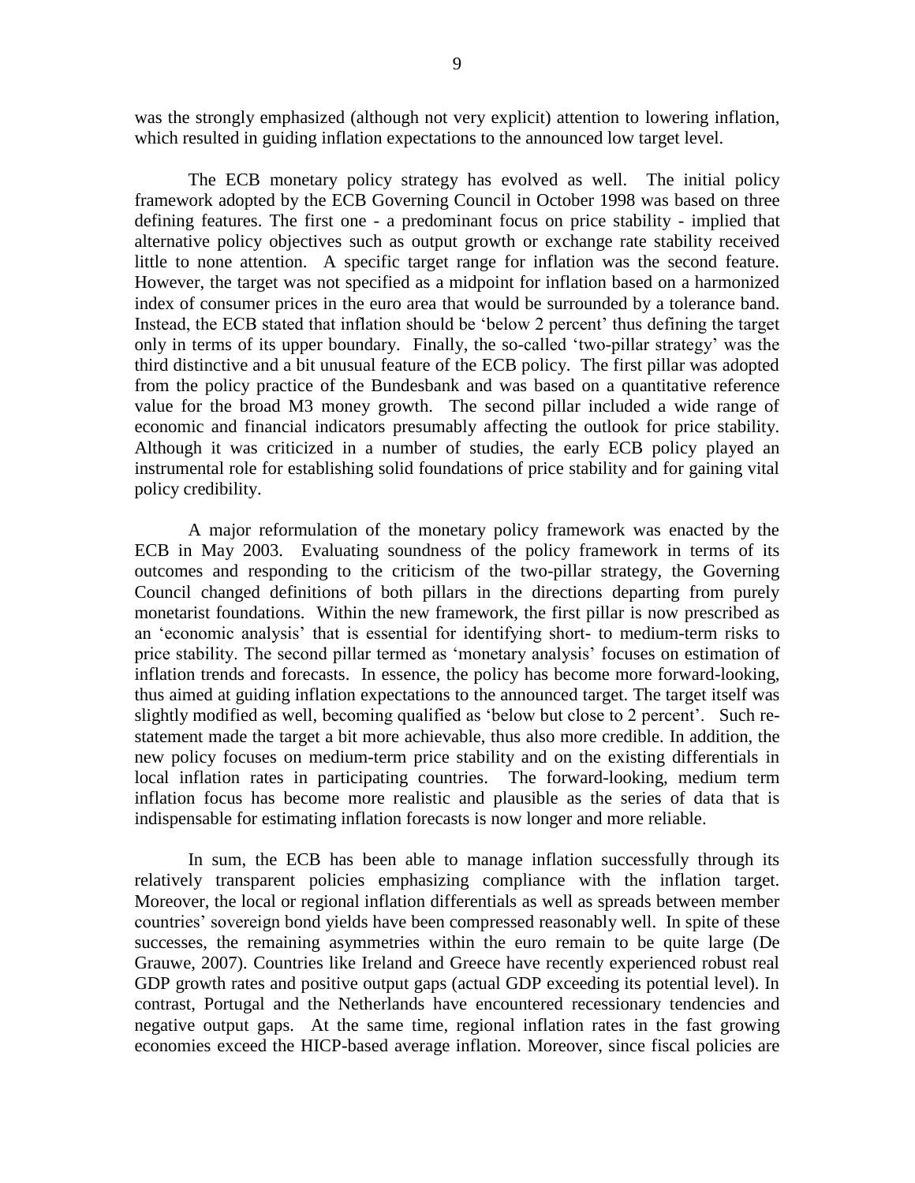was the strongly emphasized (although not very explicit) attention to lowering inflation, which resulted in guiding inflation expectations to the announced low target level.

The ECB monetary policy strategy has evolved as well. The initial policy framework adopted by the ECB Governing Council in October 1998 was based on three defining features. The first one - a predominant focus on price stability - implied that alternative policy objectives such as output growth or exchange rate stability received little to none attention. A specific target range for inflation was the second feature. However, the target was not specified as a midpoint for inflation based on a harmonized index of consumer prices in the euro area that would be surrounded by a tolerance band. Instead, the ECB stated that inflation should be 'below 2 percent' thus defining the target only in terms of its upper boundary. Finally, the so-called 'two-pillar strategy' was the third distinctive and a bit unusual feature of the ECB policy. The first pillar was adopted from the policy practice of the Bundesbank and was based on a quantitative reference value for the broad M3 money growth. The second pillar included a wide range of economic and financial indicators presumably affecting the outlook for price stability. Although it was criticized in a number of studies, the early ECB policy played an instrumental role for establishing solid foundations of price stability and for gaining vital policy credibility.

A major reformulation of the monetary policy framework was enacted by the ECB in May 2003. Evaluating soundness of the policy framework in terms of its outcomes and responding to the criticism of the two-pillar strategy, the Governing Council changed definitions of both pillars in the directions departing from purely monetarist foundations. Within the new framework, the first pillar is now prescribed as an 'economic analysis' that is essential for identifying short- to medium-term risks to price stability. The second pillar termed as 'monetary analysis' focuses on estimation of inflation trends and forecasts. In essence, the policy has become more forward-looking, thus aimed at guiding inflation expectations to the announced target. The target itself was slightly modified as well, becoming qualified as 'below but close to 2 percent'. Such re-statement made the target a bit more achievable, thus also more credible. In addition, the new policy focuses on medium-term price stability and on the existing differentials in local inflation rates in participating countries. The forward-looking, medium term inflation focus has become more realistic and plausible as the series of data that is indispensable for estimating inflation forecasts is now longer and more reliable.

In sum, the ECB has been able to manage inflation successfully through its relatively transparent policies emphasizing compliance with the inflation target. Moreover, the local or regional inflation differentials as well as spreads between member countries' sovereign bond yields have been compressed reasonably well. In spite of these successes, the remaining asymmetries within the euro remain to be quite large (De Grauwe, 2007). Countries like Ireland and Greece have recently experienced robust real GDP growth rates and positive output gaps (actual GDP exceeding its potential level). In contrast, Portugal and the Netherlands have encountered recessionary tendencies and negative output gaps. At the same time, regional inflation rates in the fast growing economies exceed the HICP-based average inflation. Moreover, since fiscal policies are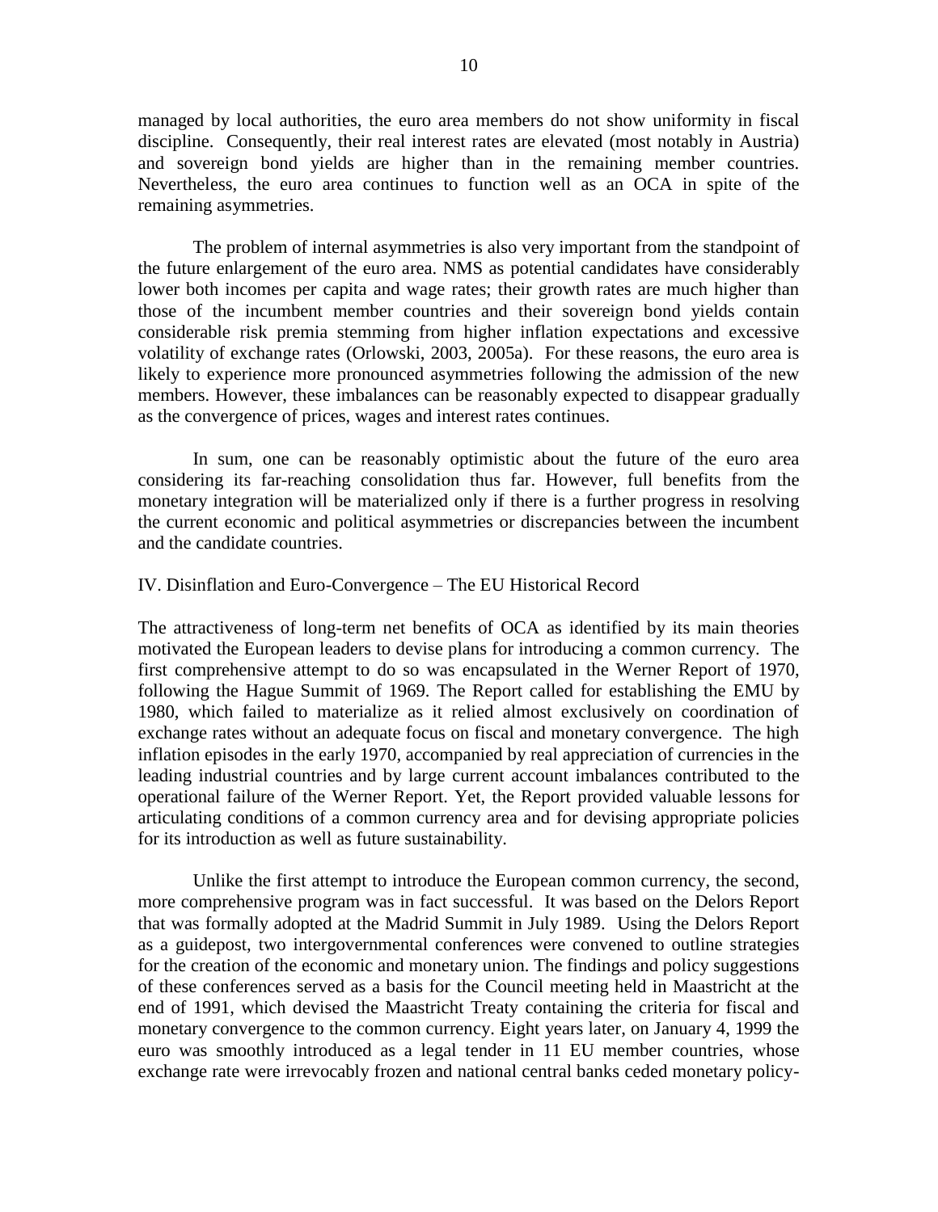managed by local authorities, the euro area members do not show uniformity in fiscal discipline. Consequently, their real interest rates are elevated (most notably in Austria) and sovereign bond yields are higher than in the remaining member countries. Nevertheless, the euro area continues to function well as an OCA in spite of the remaining asymmetries.

The problem of internal asymmetries is also very important from the standpoint of the future enlargement of the euro area. NMS as potential candidates have considerably lower both incomes per capita and wage rates; their growth rates are much higher than those of the incumbent member countries and their sovereign bond yields contain considerable risk premia stemming from higher inflation expectations and excessive volatility of exchange rates (Orlowski, 2003, 2005a). For these reasons, the euro area is likely to experience more pronounced asymmetries following the admission of the new members. However, these imbalances can be reasonably expected to disappear gradually as the convergence of prices, wages and interest rates continues.

In sum, one can be reasonably optimistic about the future of the euro area considering its far-reaching consolidation thus far. However, full benefits from the monetary integration will be materialized only if there is a further progress in resolving the current economic and political asymmetries or discrepancies between the incumbent and the candidate countries.

## IV. Disinflation and Euro-Convergence – The EU Historical Record

The attractiveness of long-term net benefits of OCA as identified by its main theories motivated the European leaders to devise plans for introducing a common currency. The first comprehensive attempt to do so was encapsulated in the Werner Report of 1970, following the Hague Summit of 1969. The Report called for establishing the EMU by 1980, which failed to materialize as it relied almost exclusively on coordination of exchange rates without an adequate focus on fiscal and monetary convergence. The high inflation episodes in the early 1970, accompanied by real appreciation of currencies in the leading industrial countries and by large current account imbalances contributed to the operational failure of the Werner Report. Yet, the Report provided valuable lessons for articulating conditions of a common currency area and for devising appropriate policies for its introduction as well as future sustainability.

Unlike the first attempt to introduce the European common currency, the second, more comprehensive program was in fact successful. It was based on the Delors Report that was formally adopted at the Madrid Summit in July 1989. Using the Delors Report as a guidepost, two intergovernmental conferences were convened to outline strategies for the creation of the economic and monetary union. The findings and policy suggestions of these conferences served as a basis for the Council meeting held in Maastricht at the end of 1991, which devised the Maastricht Treaty containing the criteria for fiscal and monetary convergence to the common currency. Eight years later, on January 4, 1999 the euro was smoothly introduced as a legal tender in 11 EU member countries, whose exchange rate were irrevocably frozen and national central banks ceded monetary policy-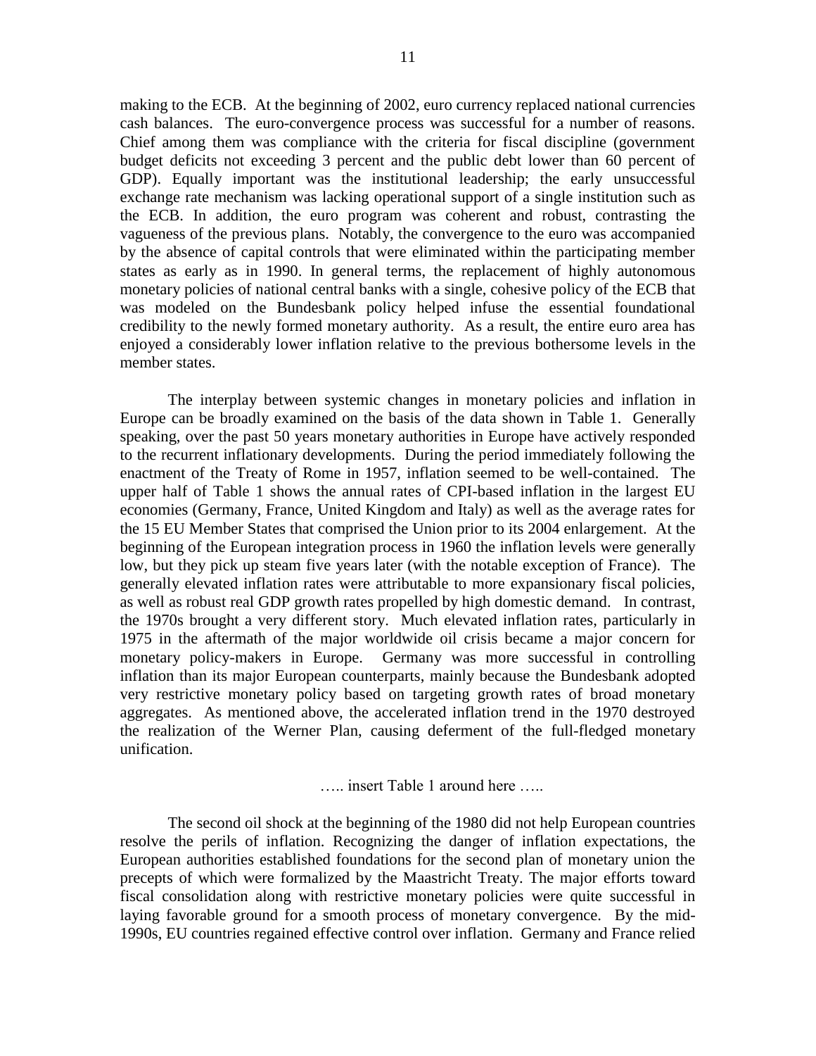making to the ECB. At the beginning of 2002, euro currency replaced national currencies cash balances. The euro-convergence process was successful for a number of reasons. Chief among them was compliance with the criteria for fiscal discipline (government budget deficits not exceeding 3 percent and the public debt lower than 60 percent of GDP). Equally important was the institutional leadership; the early unsuccessful exchange rate mechanism was lacking operational support of a single institution such as the ECB. In addition, the euro program was coherent and robust, contrasting the vagueness of the previous plans. Notably, the convergence to the euro was accompanied by the absence of capital controls that were eliminated within the participating member states as early as in 1990. In general terms, the replacement of highly autonomous monetary policies of national central banks with a single, cohesive policy of the ECB that was modeled on the Bundesbank policy helped infuse the essential foundational credibility to the newly formed monetary authority. As a result, the entire euro area has enjoyed a considerably lower inflation relative to the previous bothersome levels in the member states.

The interplay between systemic changes in monetary policies and inflation in Europe can be broadly examined on the basis of the data shown in Table 1. Generally speaking, over the past 50 years monetary authorities in Europe have actively responded to the recurrent inflationary developments. During the period immediately following the enactment of the Treaty of Rome in 1957, inflation seemed to be well-contained. The upper half of Table 1 shows the annual rates of CPI-based inflation in the largest EU economies (Germany, France, United Kingdom and Italy) as well as the average rates for the 15 EU Member States that comprised the Union prior to its 2004 enlargement. At the beginning of the European integration process in 1960 the inflation levels were generally low, but they pick up steam five years later (with the notable exception of France). The generally elevated inflation rates were attributable to more expansionary fiscal policies, as well as robust real GDP growth rates propelled by high domestic demand. In contrast, the 1970s brought a very different story. Much elevated inflation rates, particularly in 1975 in the aftermath of the major worldwide oil crisis became a major concern for monetary policy-makers in Europe. Germany was more successful in controlling inflation than its major European counterparts, mainly because the Bundesbank adopted very restrictive monetary policy based on targeting growth rates of broad monetary aggregates. As mentioned above, the accelerated inflation trend in the 1970 destroyed the realization of the Werner Plan, causing deferment of the full-fledged monetary unification.

….. insert Table 1 around here …..

The second oil shock at the beginning of the 1980 did not help European countries resolve the perils of inflation. Recognizing the danger of inflation expectations, the European authorities established foundations for the second plan of monetary union the precepts of which were formalized by the Maastricht Treaty. The major efforts toward fiscal consolidation along with restrictive monetary policies were quite successful in laying favorable ground for a smooth process of monetary convergence. By the mid-1990s, EU countries regained effective control over inflation. Germany and France relied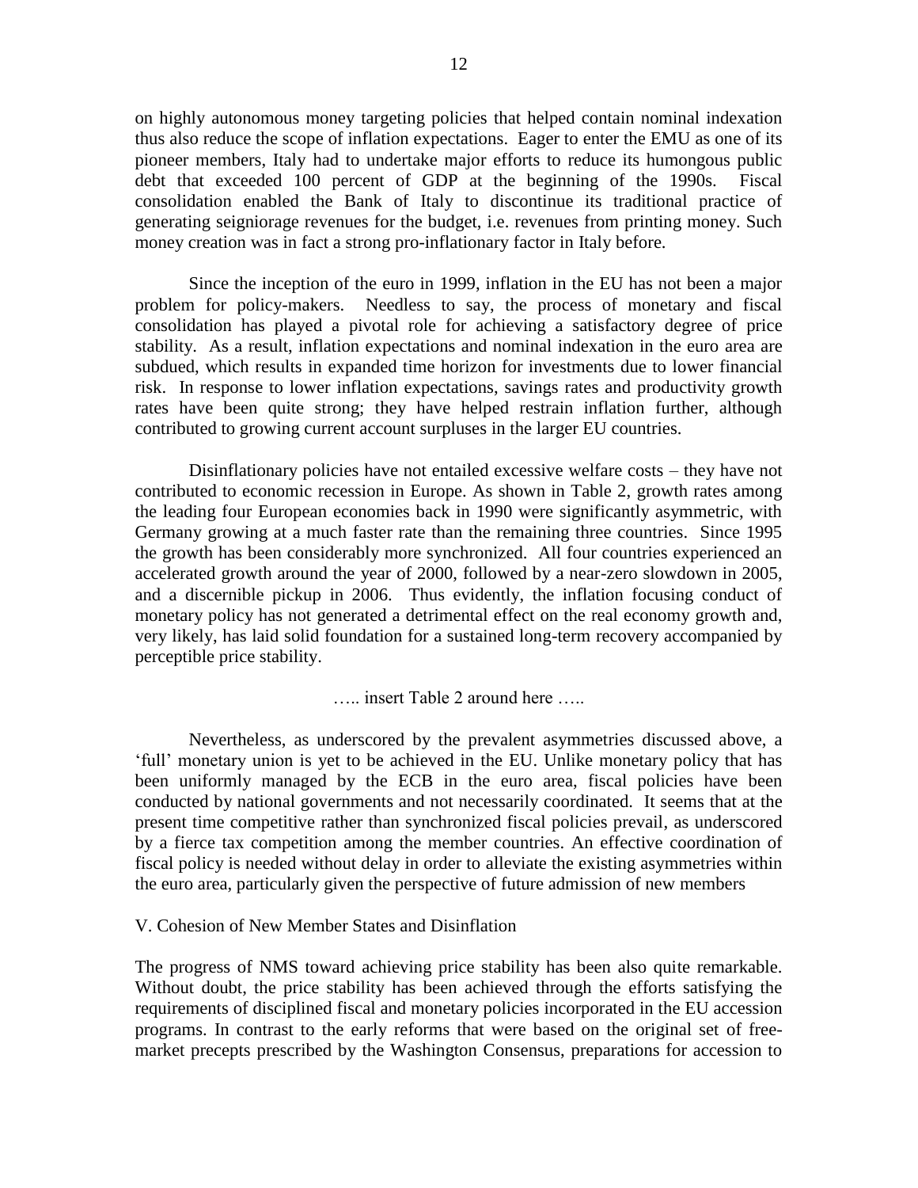on highly autonomous money targeting policies that helped contain nominal indexation thus also reduce the scope of inflation expectations. Eager to enter the EMU as one of its pioneer members, Italy had to undertake major efforts to reduce its humongous public debt that exceeded 100 percent of GDP at the beginning of the 1990s. Fiscal consolidation enabled the Bank of Italy to discontinue its traditional practice of generating seigniorage revenues for the budget, i.e. revenues from printing money. Such money creation was in fact a strong pro-inflationary factor in Italy before.

Since the inception of the euro in 1999, inflation in the EU has not been a major problem for policy-makers. Needless to say, the process of monetary and fiscal consolidation has played a pivotal role for achieving a satisfactory degree of price stability. As a result, inflation expectations and nominal indexation in the euro area are subdued, which results in expanded time horizon for investments due to lower financial risk. In response to lower inflation expectations, savings rates and productivity growth rates have been quite strong; they have helped restrain inflation further, although contributed to growing current account surpluses in the larger EU countries.

Disinflationary policies have not entailed excessive welfare costs – they have not contributed to economic recession in Europe. As shown in Table 2, growth rates among the leading four European economies back in 1990 were significantly asymmetric, with Germany growing at a much faster rate than the remaining three countries. Since 1995 the growth has been considerably more synchronized. All four countries experienced an accelerated growth around the year of 2000, followed by a near-zero slowdown in 2005, and a discernible pickup in 2006. Thus evidently, the inflation focusing conduct of monetary policy has not generated a detrimental effect on the real economy growth and, very likely, has laid solid foundation for a sustained long-term recovery accompanied by perceptible price stability.

….. insert Table 2 around here …..

Nevertheless, as underscored by the prevalent asymmetries discussed above, a 'full' monetary union is yet to be achieved in the EU. Unlike monetary policy that has been uniformly managed by the ECB in the euro area, fiscal policies have been conducted by national governments and not necessarily coordinated. It seems that at the present time competitive rather than synchronized fiscal policies prevail, as underscored by a fierce tax competition among the member countries. An effective coordination of fiscal policy is needed without delay in order to alleviate the existing asymmetries within the euro area, particularly given the perspective of future admission of new members

## V. Cohesion of New Member States and Disinflation

The progress of NMS toward achieving price stability has been also quite remarkable. Without doubt, the price stability has been achieved through the efforts satisfying the requirements of disciplined fiscal and monetary policies incorporated in the EU accession programs. In contrast to the early reforms that were based on the original set of free-market precepts prescribed by the Washington Consensus, preparations for accession to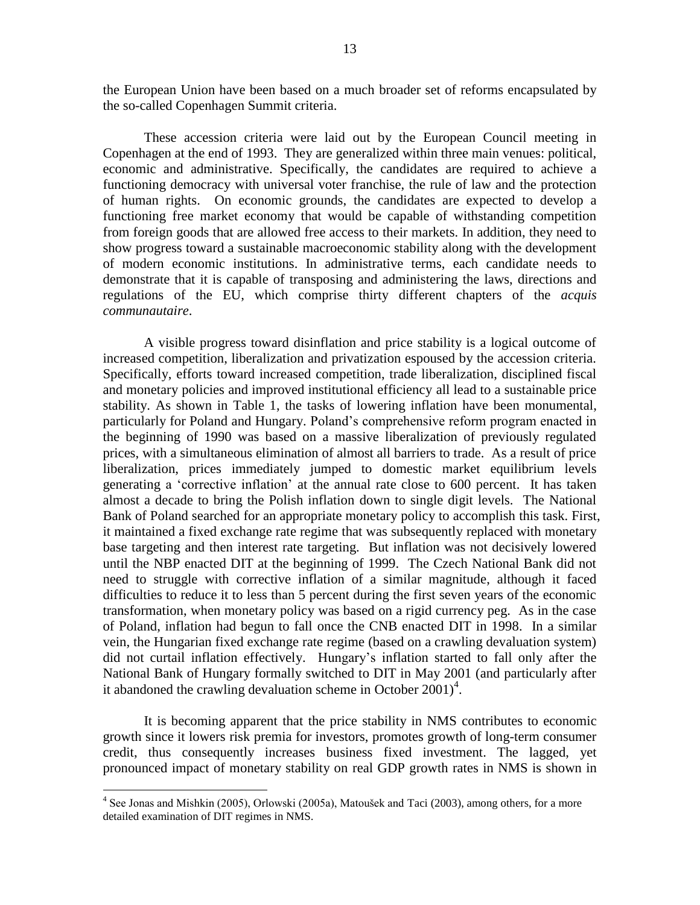the European Union have been based on a much broader set of reforms encapsulated by the so-called Copenhagen Summit criteria.

These accession criteria were laid out by the European Council meeting in Copenhagen at the end of 1993. They are generalized within three main venues: political, economic and administrative. Specifically, the candidates are required to achieve a functioning democracy with universal voter franchise, the rule of law and the protection of human rights. On economic grounds, the candidates are expected to develop a functioning free market economy that would be capable of withstanding competition from foreign goods that are allowed free access to their markets. In addition, they need to show progress toward a sustainable macroeconomic stability along with the development of modern economic institutions. In administrative terms, each candidate needs to demonstrate that it is capable of transposing and administering the laws, directions and regulations of the EU, which comprise thirty different chapters of the *acquis communautaire*.

A visible progress toward disinflation and price stability is a logical outcome of increased competition, liberalization and privatization espoused by the accession criteria. Specifically, efforts toward increased competition, trade liberalization, disciplined fiscal and monetary policies and improved institutional efficiency all lead to a sustainable price stability. As shown in Table 1, the tasks of lowering inflation have been monumental, particularly for Poland and Hungary. Poland's comprehensive reform program enacted in the beginning of 1990 was based on a massive liberalization of previously regulated prices, with a simultaneous elimination of almost all barriers to trade. As a result of price liberalization, prices immediately jumped to domestic market equilibrium levels generating a 'corrective inflation' at the annual rate close to 600 percent. It has taken almost a decade to bring the Polish inflation down to single digit levels. The National Bank of Poland searched for an appropriate monetary policy to accomplish this task. First, it maintained a fixed exchange rate regime that was subsequently replaced with monetary base targeting and then interest rate targeting. But inflation was not decisively lowered until the NBP enacted DIT at the beginning of 1999. The Czech National Bank did not need to struggle with corrective inflation of a similar magnitude, although it faced difficulties to reduce it to less than 5 percent during the first seven years of the economic transformation, when monetary policy was based on a rigid currency peg. As in the case of Poland, inflation had begun to fall once the CNB enacted DIT in 1998. In a similar vein, the Hungarian fixed exchange rate regime (based on a crawling devaluation system) did not curtail inflation effectively. Hungary's inflation started to fall only after the National Bank of Hungary formally switched to DIT in May 2001 (and particularly after it abandoned the crawling devaluation scheme in October 2001)[4].

It is becoming apparent that the price stability in NMS contributes to economic growth since it lowers risk premia for investors, promotes growth of long-term consumer credit, thus consequently increases business fixed investment. The lagged, yet pronounced impact of monetary stability on real GDP growth rates in NMS is shown in

[4] See Jonas and Mishkin (2005), Orlowski (2005a), Matoušek and Taci (2003), among others, for a more detailed examination of DIT regimes in NMS.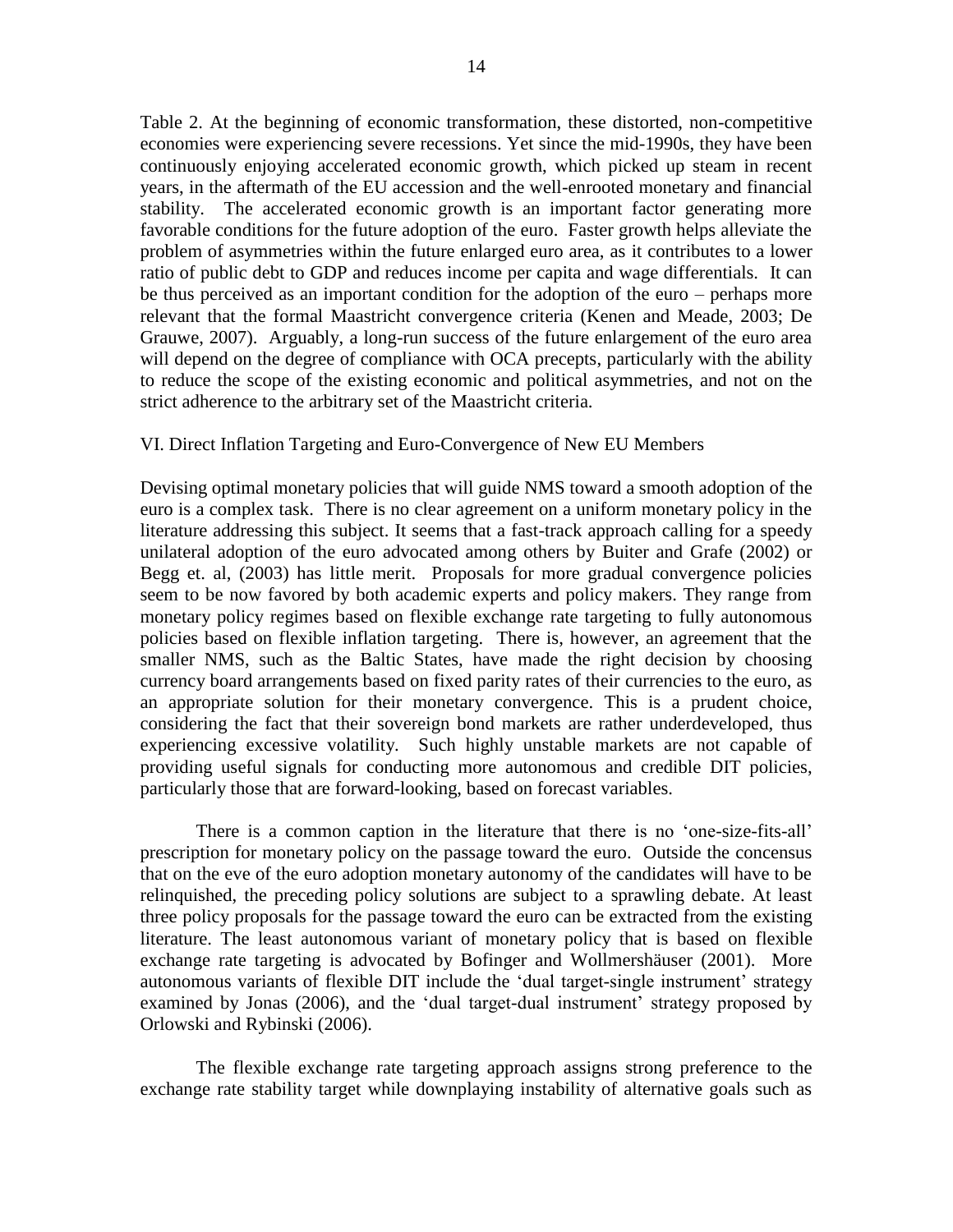Table 2. At the beginning of economic transformation, these distorted, non-competitive economies were experiencing severe recessions. Yet since the mid-1990s, they have been continuously enjoying accelerated economic growth, which picked up steam in recent years, in the aftermath of the EU accession and the well-enrooted monetary and financial stability. The accelerated economic growth is an important factor generating more favorable conditions for the future adoption of the euro. Faster growth helps alleviate the problem of asymmetries within the future enlarged euro area, as it contributes to a lower ratio of public debt to GDP and reduces income per capita and wage differentials. It can be thus perceived as an important condition for the adoption of the euro – perhaps more relevant that the formal Maastricht convergence criteria (Kenen and Meade, 2003; De Grauwe, 2007). Arguably, a long-run success of the future enlargement of the euro area will depend on the degree of compliance with OCA precepts, particularly with the ability to reduce the scope of the existing economic and political asymmetries, and not on the strict adherence to the arbitrary set of the Maastricht criteria.

## VI. Direct Inflation Targeting and Euro-Convergence of New EU Members

Devising optimal monetary policies that will guide NMS toward a smooth adoption of the euro is a complex task. There is no clear agreement on a uniform monetary policy in the literature addressing this subject. It seems that a fast-track approach calling for a speedy unilateral adoption of the euro advocated among others by Buiter and Grafe (2002) or Begg et. al, (2003) has little merit. Proposals for more gradual convergence policies seem to be now favored by both academic experts and policy makers. They range from monetary policy regimes based on flexible exchange rate targeting to fully autonomous policies based on flexible inflation targeting. There is, however, an agreement that the smaller NMS, such as the Baltic States, have made the right decision by choosing currency board arrangements based on fixed parity rates of their currencies to the euro, as an appropriate solution for their monetary convergence. This is a prudent choice, considering the fact that their sovereign bond markets are rather underdeveloped, thus experiencing excessive volatility. Such highly unstable markets are not capable of providing useful signals for conducting more autonomous and credible DIT policies, particularly those that are forward-looking, based on forecast variables.

There is a common caption in the literature that there is no 'one-size-fits-all' prescription for monetary policy on the passage toward the euro. Outside the concensus that on the eve of the euro adoption monetary autonomy of the candidates will have to be relinquished, the preceding policy solutions are subject to a sprawling debate. At least three policy proposals for the passage toward the euro can be extracted from the existing literature. The least autonomous variant of monetary policy that is based on flexible exchange rate targeting is advocated by Bofinger and Wollmershäuser (2001). More autonomous variants of flexible DIT include the 'dual target-single instrument' strategy examined by Jonas (2006), and the 'dual target-dual instrument' strategy proposed by Orlowski and Rybinski (2006).

The flexible exchange rate targeting approach assigns strong preference to the exchange rate stability target while downplaying instability of alternative goals such as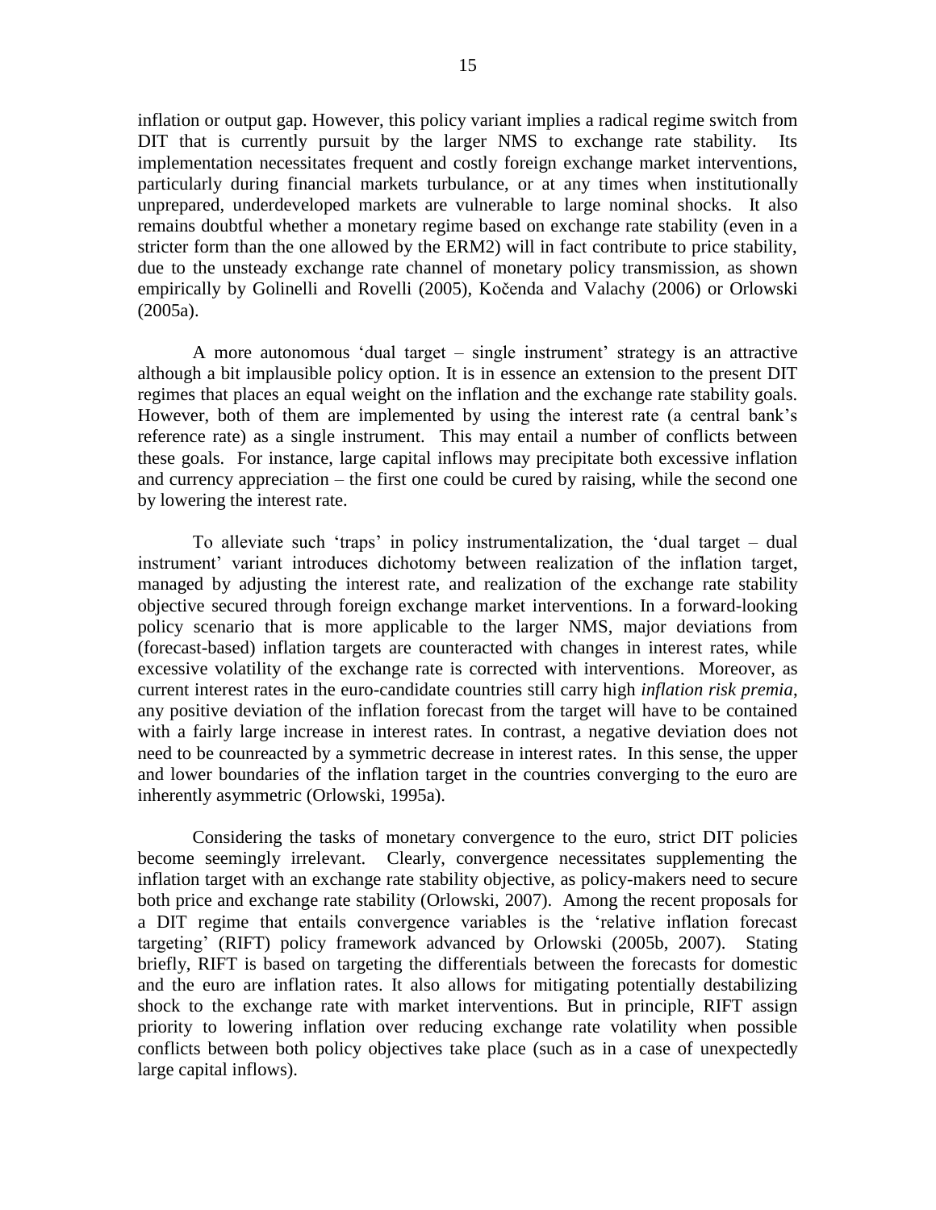inflation or output gap. However, this policy variant implies a radical regime switch from DIT that is currently pursuit by the larger NMS to exchange rate stability. Its implementation necessitates frequent and costly foreign exchange market interventions, particularly during financial markets turbulance, or at any times when institutionally unprepared, underdeveloped markets are vulnerable to large nominal shocks. It also remains doubtful whether a monetary regime based on exchange rate stability (even in a stricter form than the one allowed by the ERM2) will in fact contribute to price stability, due to the unsteady exchange rate channel of monetary policy transmission, as shown empirically by Golinelli and Rovelli (2005), Kočenda and Valachy (2006) or Orlowski (2005a).

A more autonomous 'dual target – single instrument' strategy is an attractive although a bit implausible policy option. It is in essence an extension to the present DIT regimes that places an equal weight on the inflation and the exchange rate stability goals. However, both of them are implemented by using the interest rate (a central bank's reference rate) as a single instrument. This may entail a number of conflicts between these goals. For instance, large capital inflows may precipitate both excessive inflation and currency appreciation – the first one could be cured by raising, while the second one by lowering the interest rate.

To alleviate such 'traps' in policy instrumentalization, the 'dual target – dual instrument' variant introduces dichotomy between realization of the inflation target, managed by adjusting the interest rate, and realization of the exchange rate stability objective secured through foreign exchange market interventions. In a forward-looking policy scenario that is more applicable to the larger NMS, major deviations from (forecast-based) inflation targets are counteracted with changes in interest rates, while excessive volatility of the exchange rate is corrected with interventions. Moreover, as current interest rates in the euro-candidate countries still carry high *inflation risk premia*, any positive deviation of the inflation forecast from the target will have to be contained with a fairly large increase in interest rates. In contrast, a negative deviation does not need to be counreacted by a symmetric decrease in interest rates. In this sense, the upper and lower boundaries of the inflation target in the countries converging to the euro are inherently asymmetric (Orlowski, 1995a).

Considering the tasks of monetary convergence to the euro, strict DIT policies become seemingly irrelevant. Clearly, convergence necessitates supplementing the inflation target with an exchange rate stability objective, as policy-makers need to secure both price and exchange rate stability (Orlowski, 2007). Among the recent proposals for a DIT regime that entails convergence variables is the 'relative inflation forecast targeting' (RIFT) policy framework advanced by Orlowski (2005b, 2007). Stating briefly, RIFT is based on targeting the differentials between the forecasts for domestic and the euro are inflation rates. It also allows for mitigating potentially destabilizing shock to the exchange rate with market interventions. But in principle, RIFT assign priority to lowering inflation over reducing exchange rate volatility when possible conflicts between both policy objectives take place (such as in a case of unexpectedly large capital inflows).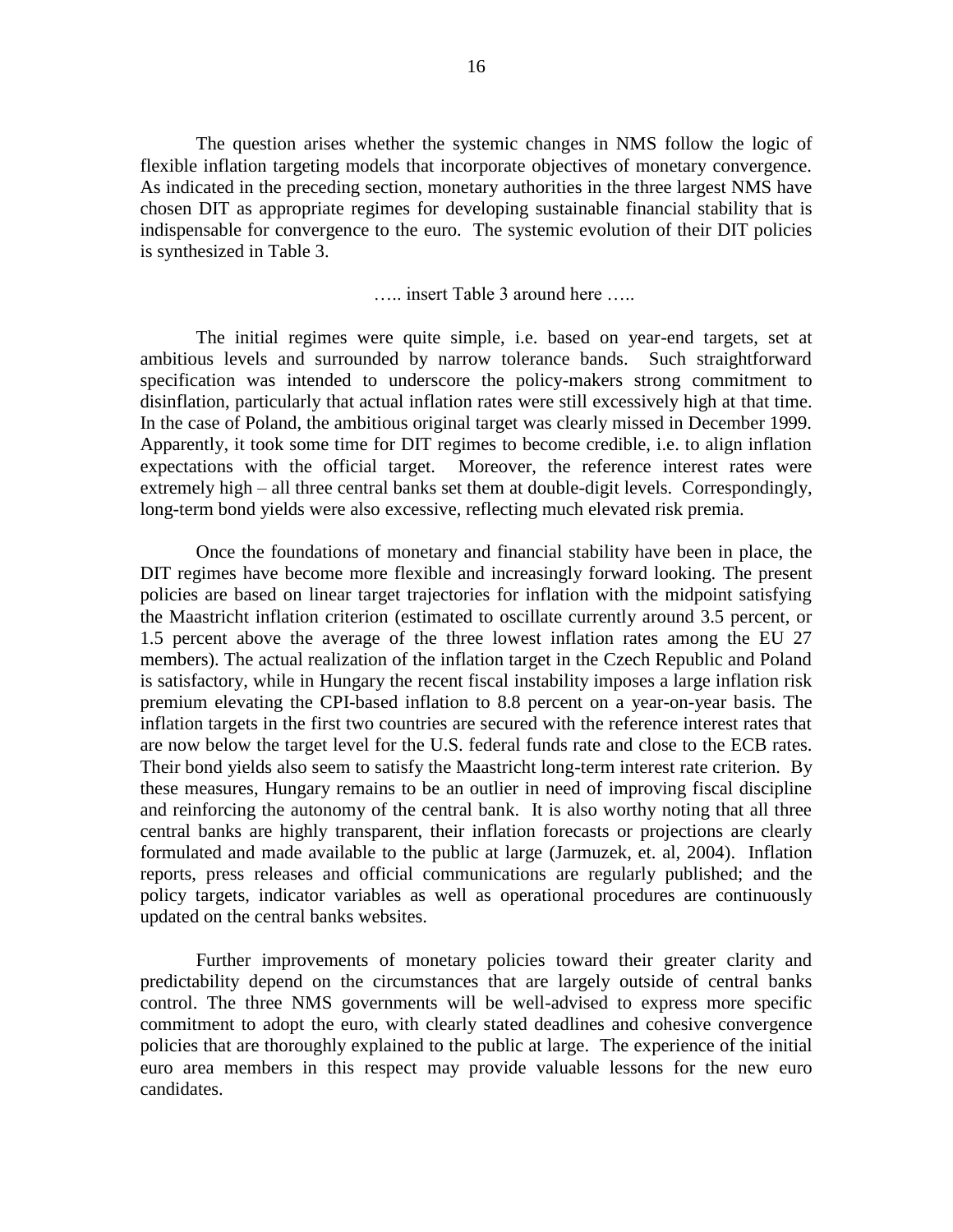The question arises whether the systemic changes in NMS follow the logic of flexible inflation targeting models that incorporate objectives of monetary convergence. As indicated in the preceding section, monetary authorities in the three largest NMS have chosen DIT as appropriate regimes for developing sustainable financial stability that is indispensable for convergence to the euro. The systemic evolution of their DIT policies is synthesized in Table 3.

….. insert Table 3 around here …..

The initial regimes were quite simple, i.e. based on year-end targets, set at ambitious levels and surrounded by narrow tolerance bands. Such straightforward specification was intended to underscore the policy-makers strong commitment to disinflation, particularly that actual inflation rates were still excessively high at that time. In the case of Poland, the ambitious original target was clearly missed in December 1999. Apparently, it took some time for DIT regimes to become credible, i.e. to align inflation expectations with the official target. Moreover, the reference interest rates were extremely high – all three central banks set them at double-digit levels. Correspondingly, long-term bond yields were also excessive, reflecting much elevated risk premia.

Once the foundations of monetary and financial stability have been in place, the DIT regimes have become more flexible and increasingly forward looking. The present policies are based on linear target trajectories for inflation with the midpoint satisfying the Maastricht inflation criterion (estimated to oscillate currently around 3.5 percent, or 1.5 percent above the average of the three lowest inflation rates among the EU 27 members). The actual realization of the inflation target in the Czech Republic and Poland is satisfactory, while in Hungary the recent fiscal instability imposes a large inflation risk premium elevating the CPI-based inflation to 8.8 percent on a year-on-year basis. The inflation targets in the first two countries are secured with the reference interest rates that are now below the target level for the U.S. federal funds rate and close to the ECB rates. Their bond yields also seem to satisfy the Maastricht long-term interest rate criterion. By these measures, Hungary remains to be an outlier in need of improving fiscal discipline and reinforcing the autonomy of the central bank. It is also worthy noting that all three central banks are highly transparent, their inflation forecasts or projections are clearly formulated and made available to the public at large (Jarmuzek, et. al, 2004). Inflation reports, press releases and official communications are regularly published; and the policy targets, indicator variables as well as operational procedures are continuously updated on the central banks websites.

Further improvements of monetary policies toward their greater clarity and predictability depend on the circumstances that are largely outside of central banks control. The three NMS governments will be well-advised to express more specific commitment to adopt the euro, with clearly stated deadlines and cohesive convergence policies that are thoroughly explained to the public at large. The experience of the initial euro area members in this respect may provide valuable lessons for the new euro candidates.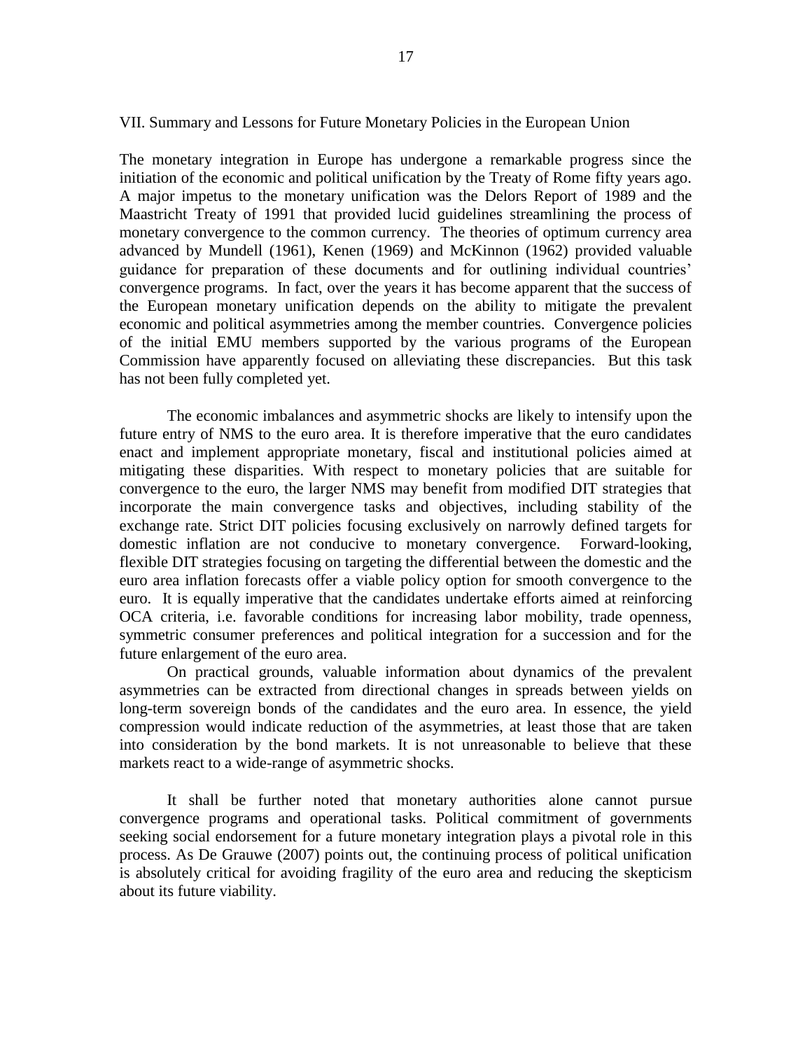## VII. Summary and Lessons for Future Monetary Policies in the European Union

The monetary integration in Europe has undergone a remarkable progress since the initiation of the economic and political unification by the Treaty of Rome fifty years ago. A major impetus to the monetary unification was the Delors Report of 1989 and the Maastricht Treaty of 1991 that provided lucid guidelines streamlining the process of monetary convergence to the common currency. The theories of optimum currency area advanced by Mundell (1961), Kenen (1969) and McKinnon (1962) provided valuable guidance for preparation of these documents and for outlining individual countries' convergence programs. In fact, over the years it has become apparent that the success of the European monetary unification depends on the ability to mitigate the prevalent economic and political asymmetries among the member countries. Convergence policies of the initial EMU members supported by the various programs of the European Commission have apparently focused on alleviating these discrepancies. But this task has not been fully completed yet.

The economic imbalances and asymmetric shocks are likely to intensify upon the future entry of NMS to the euro area. It is therefore imperative that the euro candidates enact and implement appropriate monetary, fiscal and institutional policies aimed at mitigating these disparities. With respect to monetary policies that are suitable for convergence to the euro, the larger NMS may benefit from modified DIT strategies that incorporate the main convergence tasks and objectives, including stability of the exchange rate. Strict DIT policies focusing exclusively on narrowly defined targets for domestic inflation are not conducive to monetary convergence. Forward-looking, flexible DIT strategies focusing on targeting the differential between the domestic and the euro area inflation forecasts offer a viable policy option for smooth convergence to the euro. It is equally imperative that the candidates undertake efforts aimed at reinforcing OCA criteria, i.e. favorable conditions for increasing labor mobility, trade openness, symmetric consumer preferences and political integration for a succession and for the future enlargement of the euro area.

On practical grounds, valuable information about dynamics of the prevalent asymmetries can be extracted from directional changes in spreads between yields on long-term sovereign bonds of the candidates and the euro area. In essence, the yield compression would indicate reduction of the asymmetries, at least those that are taken into consideration by the bond markets. It is not unreasonable to believe that these markets react to a wide-range of asymmetric shocks.

It shall be further noted that monetary authorities alone cannot pursue convergence programs and operational tasks. Political commitment of governments seeking social endorsement for a future monetary integration plays a pivotal role in this process. As De Grauwe (2007) points out, the continuing process of political unification is absolutely critical for avoiding fragility of the euro area and reducing the skepticism about its future viability.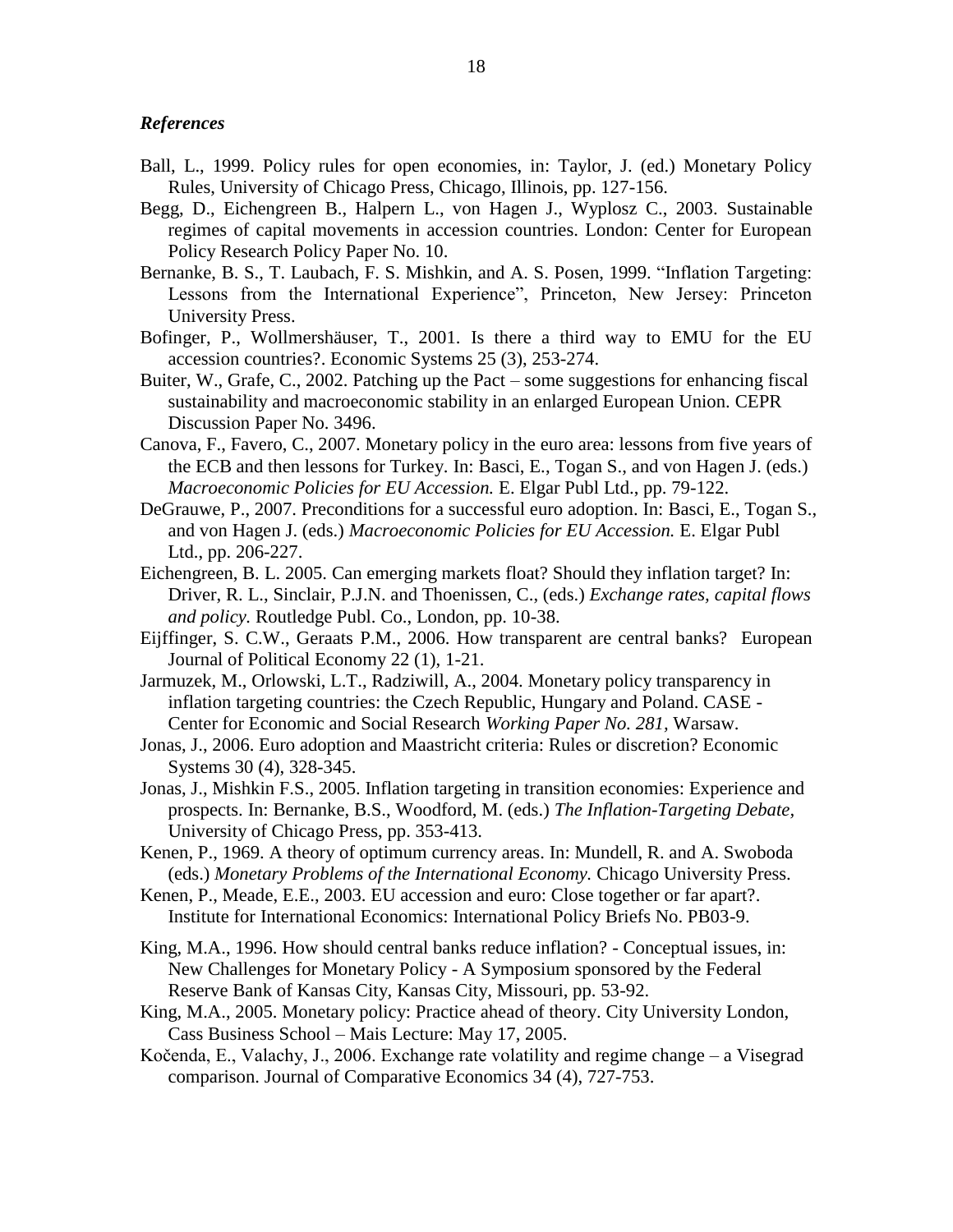### *References*

Ball, L., 1999. Policy rules for open economies, in: Taylor, J. (ed.) Monetary Policy Rules, University of Chicago Press, Chicago, Illinois, pp. 127-156.

Begg, D., Eichengreen B., Halpern L., von Hagen J., Wyplosz C., 2003. Sustainable regimes of capital movements in accession countries. London: Center for European Policy Research Policy Paper No. 10.

Bernanke, B. S., T. Laubach, F. S. Mishkin, and A. S. Posen, 1999. "Inflation Targeting: Lessons from the International Experience", Princeton, New Jersey: Princeton University Press.

Bofinger, P., Wollmershäuser, T., 2001. Is there a third way to EMU for the EU accession countries?. Economic Systems 25 (3), 253-274.

Buiter, W., Grafe, C., 2002. Patching up the Pact – some suggestions for enhancing fiscal sustainability and macroeconomic stability in an enlarged European Union. CEPR Discussion Paper No. 3496.

Canova, F., Favero, C., 2007. Monetary policy in the euro area: lessons from five years of the ECB and then lessons for Turkey. In: Basci, E., Togan S., and von Hagen J. (eds.) *Macroeconomic Policies for EU Accession.* E. Elgar Publ Ltd., pp. 79-122.

DeGrauwe, P., 2007. Preconditions for a successful euro adoption. In: Basci, E., Togan S., and von Hagen J. (eds.) *Macroeconomic Policies for EU Accession.* E. Elgar Publ Ltd., pp. 206-227.

Eichengreen, B. L. 2005. Can emerging markets float? Should they inflation target? In: Driver, R. L., Sinclair, P.J.N. and Thoenissen, C., (eds.) *Exchange rates, capital flows and policy.* Routledge Publ. Co., London, pp. 10-38.

Eijffinger, S. C.W., Geraats P.M., 2006. How transparent are central banks? European Journal of Political Economy 22 (1), 1-21.

Jarmuzek, M., Orlowski, L.T., Radziwill, A., 2004. Monetary policy transparency in inflation targeting countries: the Czech Republic, Hungary and Poland. CASE - Center for Economic and Social Research *Working Paper No. 281,* Warsaw.

Jonas, J., 2006. Euro adoption and Maastricht criteria: Rules or discretion? Economic Systems 30 (4), 328-345.

Jonas, J., Mishkin F.S., 2005. Inflation targeting in transition economies: Experience and prospects. In: Bernanke, B.S., Woodford, M. (eds.) *The Inflation-Targeting Debate,* University of Chicago Press, pp. 353-413.

Kenen, P., 1969. A theory of optimum currency areas. In: Mundell, R. and A. Swoboda (eds.) *Monetary Problems of the International Economy.* Chicago University Press.

Kenen, P., Meade, E.E., 2003. EU accession and euro: Close together or far apart?. Institute for International Economics: International Policy Briefs No. PB03-9.

King, M.A., 1996. How should central banks reduce inflation? - Conceptual issues, in: New Challenges for Monetary Policy - A Symposium sponsored by the Federal Reserve Bank of Kansas City, Kansas City, Missouri, pp. 53-92.

King, M.A., 2005. Monetary policy: Practice ahead of theory. City University London, Cass Business School – Mais Lecture: May 17, 2005.

Kočenda, E., Valachy, J., 2006. Exchange rate volatility and regime change – a Visegrad comparison. Journal of Comparative Economics 34 (4), 727-753.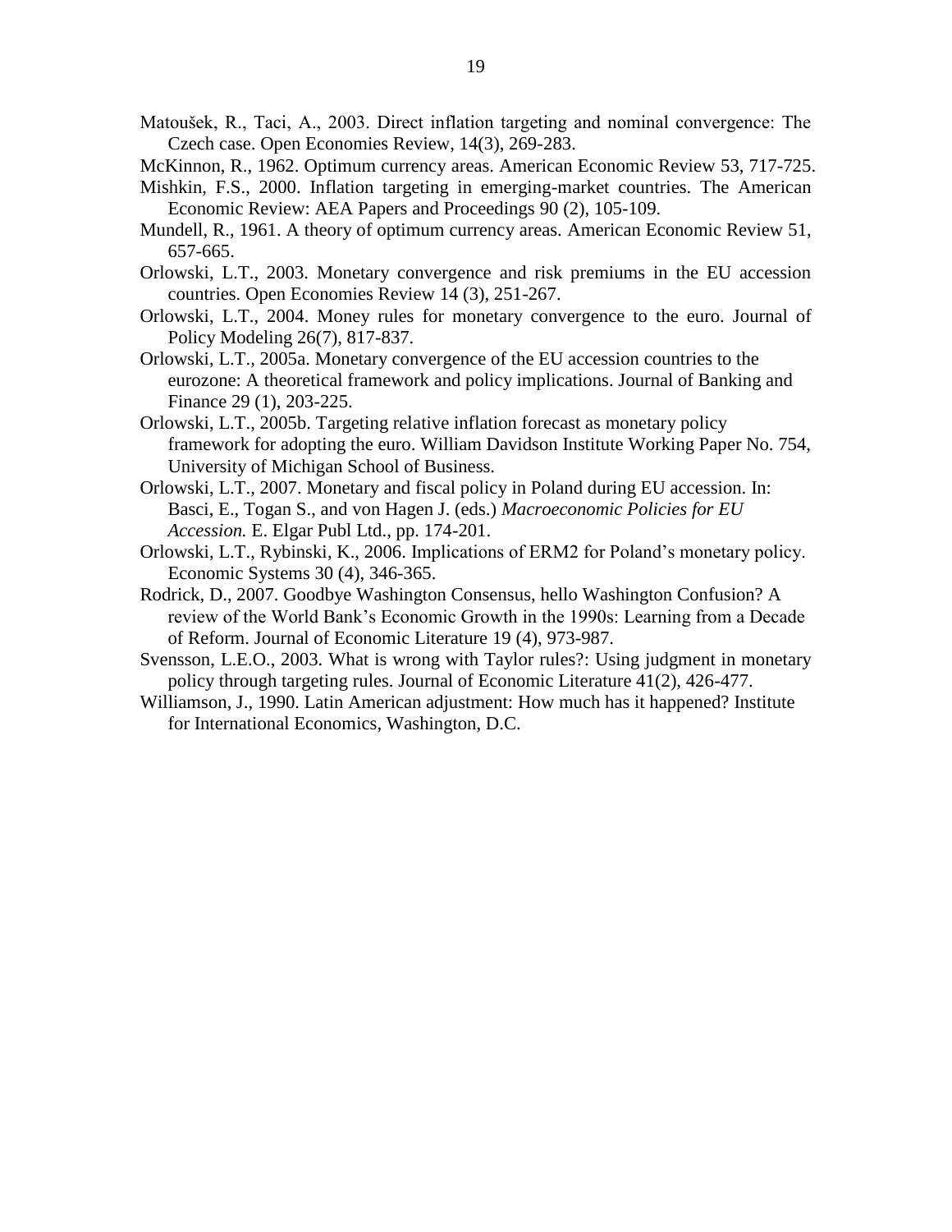Matoušek, R., Taci, A., 2003. Direct inflation targeting and nominal convergence: The Czech case. Open Economies Review, 14(3), 269-283.

McKinnon, R., 1962. Optimum currency areas. American Economic Review 53, 717-725.

Mishkin, F.S., 2000. Inflation targeting in emerging-market countries. The American Economic Review: AEA Papers and Proceedings 90 (2), 105-109.

Mundell, R., 1961. A theory of optimum currency areas. American Economic Review 51, 657-665.

Orlowski, L.T., 2003. Monetary convergence and risk premiums in the EU accession countries. Open Economies Review 14 (3), 251-267.

Orlowski, L.T., 2004. Money rules for monetary convergence to the euro. Journal of Policy Modeling 26(7), 817-837.

Orlowski, L.T., 2005a. Monetary convergence of the EU accession countries to the eurozone: A theoretical framework and policy implications. Journal of Banking and Finance 29 (1), 203-225.

Orlowski, L.T., 2005b. Targeting relative inflation forecast as monetary policy framework for adopting the euro. William Davidson Institute Working Paper No. 754, University of Michigan School of Business.

Orlowski, L.T., 2007. Monetary and fiscal policy in Poland during EU accession. In: Basci, E., Togan S., and von Hagen J. (eds.) *Macroeconomic Policies for EU Accession.* E. Elgar Publ Ltd., pp. 174-201.

Orlowski, L.T., Rybinski, K., 2006. Implications of ERM2 for Poland's monetary policy. Economic Systems 30 (4), 346-365.

Rodrick, D., 2007. Goodbye Washington Consensus, hello Washington Confusion? A review of the World Bank's Economic Growth in the 1990s: Learning from a Decade of Reform. Journal of Economic Literature 19 (4), 973-987.

Svensson, L.E.O., 2003. What is wrong with Taylor rules?: Using judgment in monetary policy through targeting rules. Journal of Economic Literature 41(2), 426-477.

Williamson, J., 1990. Latin American adjustment: How much has it happened? Institute for International Economics, Washington, D.C.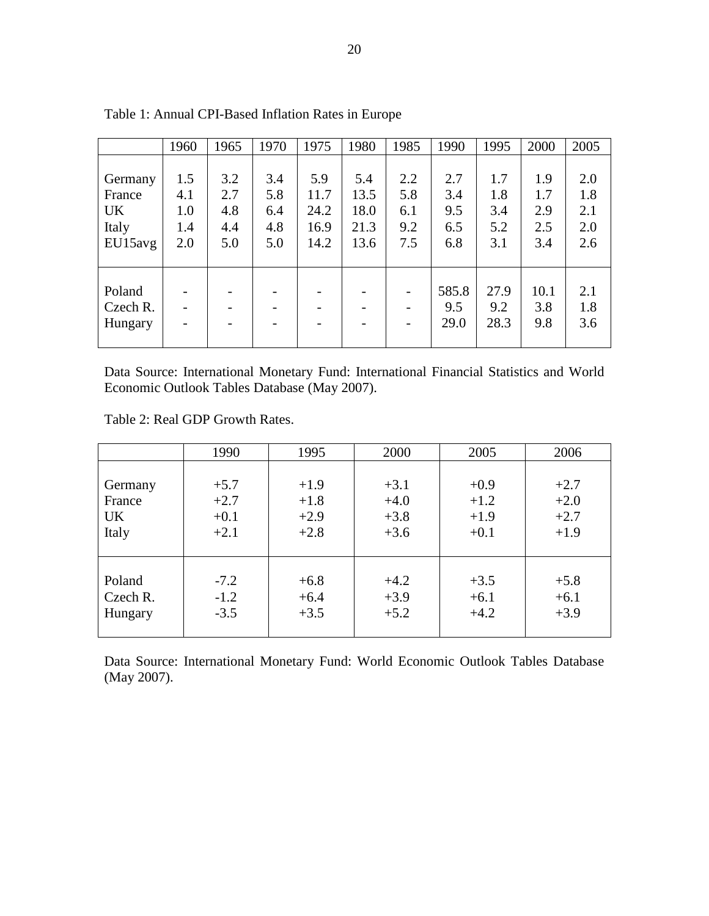Table 1: Annual CPI-Based Inflation Rates in Europe

| | 1960 | 1965 | 1970 | 1975 | 1980 | 1985 | 1990 | 1995 | 2000 | 2005 |
|---|---|---|---|---|---|---|---|---|---|---|
| Germany | 1.5 | 3.2 | 3.4 | 5.9 | 5.4 | 2.2 | 2.7 | 1.7 | 1.9 | 2.0 |
| France | 4.1 | 2.7 | 5.8 | 11.7 | 13.5 | 5.8 | 3.4 | 1.8 | 1.7 | 1.8 |
| UK | 1.0 | 4.8 | 6.4 | 24.2 | 18.0 | 6.1 | 9.5 | 3.4 | 2.9 | 2.1 |
| Italy | 1.4 | 4.4 | 4.8 | 16.9 | 21.3 | 9.2 | 6.5 | 5.2 | 2.5 | 2.0 |
| EU15avg | 2.0 | 5.0 | 5.0 | 14.2 | 13.6 | 7.5 | 6.8 | 3.1 | 3.4 | 2.6 |
| Poland | - | - | - | - | - | - | 585.8 | 27.9 | 10.1 | 2.1 |
| Czech R. | - | - | - | - | - | - | 9.5 | 9.2 | 3.8 | 1.8 |
| Hungary | - | - | - | - | - | - | 29.0 | 28.3 | 9.8 | 3.6 |

Data Source: International Monetary Fund: International Financial Statistics and World Economic Outlook Tables Database (May 2007).

Table 2: Real GDP Growth Rates.

| | 1990 | 1995 | 2000 | 2005 | 2006 |
|---|---|---|---|---|---|
| Germany | +5.7 | +1.9 | +3.1 | +0.9 | +2.7 |
| France | +2.7 | +1.8 | +4.0 | +1.2 | +2.0 |
| UK | +0.1 | +2.9 | +3.8 | +1.9 | +2.7 |
| Italy | +2.1 | +2.8 | +3.6 | +0.1 | +1.9 |
| Poland | -7.2 | +6.8 | +4.2 | +3.5 | +5.8 |
| Czech R. | -1.2 | +6.4 | +3.9 | +6.1 | +6.1 |
| Hungary | -3.5 | +3.5 | +5.2 | +4.2 | +3.9 |

Data Source: International Monetary Fund: World Economic Outlook Tables Database (May 2007).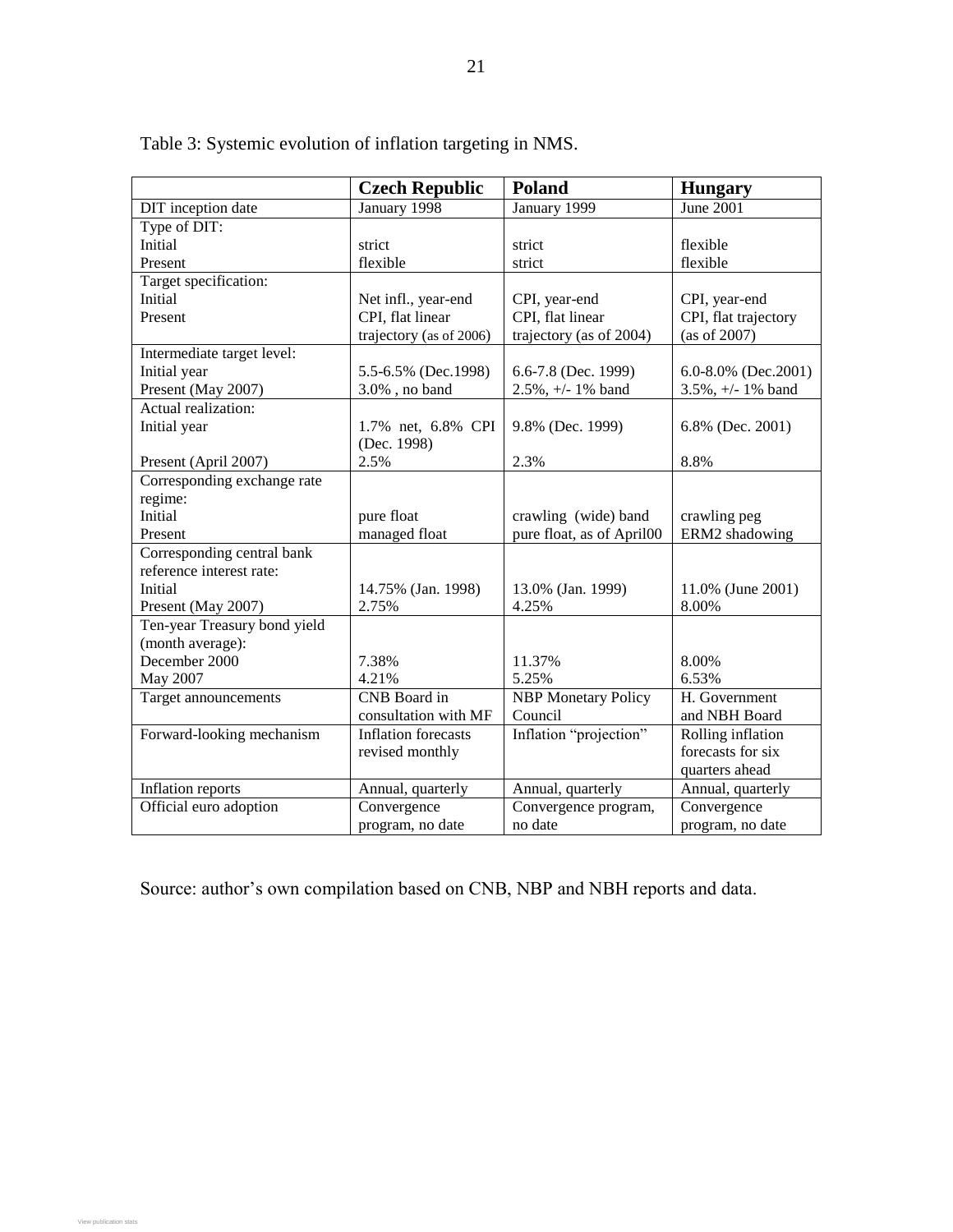Table 3: Systemic evolution of inflation targeting in NMS.

| | **Czech Republic** | **Poland** | **Hungary** |
|---|---|---|---|
| DIT inception date | January 1998 | January 1999 | June 2001 |
| Type of DIT:<br>Initial<br>Present | <br>strict<br>flexible | <br>strict<br>strict | <br>flexible<br>flexible |
| Target specification:<br>Initial<br>Present | <br>Net infl., year-end<br>CPI, flat linear trajectory (as of 2006) | <br>CPI, year-end<br>CPI, flat linear trajectory (as of 2004) | <br>CPI, year-end<br>CPI, flat trajectory (as of 2007) |
| Intermediate target level:<br>Initial year<br>Present (May 2007) | <br>5.5-6.5% (Dec.1998)<br>3.0% , no band | <br>6.6-7.8 (Dec. 1999)<br>2.5%, +/- 1% band | <br>6.0-8.0% (Dec.2001)<br>3.5%, +/- 1% band |
| Actual realization:<br>Initial year<br>Present (April 2007) | <br>1.7% net, 6.8% CPI (Dec. 1998)<br>2.5% | <br>9.8% (Dec. 1999)<br>2.3% | <br>6.8% (Dec. 2001)<br>8.8% |
| Corresponding exchange rate regime:<br>Initial<br>Present | <br>pure float<br>managed float | <br>crawling (wide) band<br>pure float, as of April00 | <br>crawling peg<br>ERM2 shadowing |
| Corresponding central bank reference interest rate:<br>Initial<br>Present (May 2007) | <br>14.75% (Jan. 1998)<br>2.75% | <br>13.0% (Jan. 1999)<br>4.25% | <br>11.0% (June 2001)<br>8.00% |
| Ten-year Treasury bond yield (month average):<br>December 2000<br>May 2007 | <br>7.38%<br>4.21% | <br>11.37%<br>5.25% | <br>8.00%<br>6.53% |
| Target announcements | CNB Board in consultation with MF | NBP Monetary Policy Council | H. Government and NBH Board |
| Forward-looking mechanism | Inflation forecasts revised monthly | Inflation "projection" | Rolling inflation forecasts for six quarters ahead |
| Inflation reports | Annual, quarterly | Annual, quarterly | Annual, quarterly |
| Official euro adoption | Convergence program, no date | Convergence program, no date | Convergence program, no date |

Source: author's own compilation based on CNB, NBP and NBH reports and data.